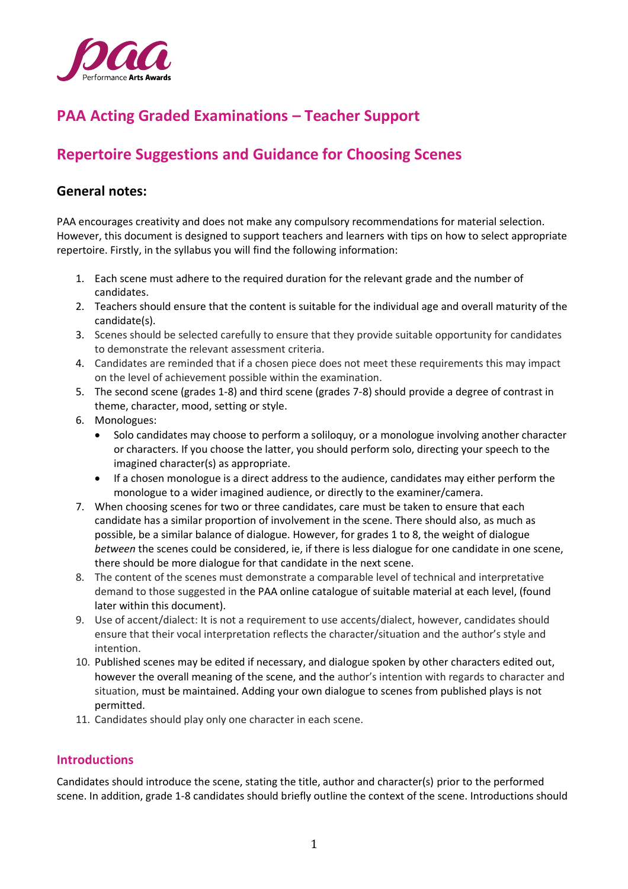# PAA Acting Graded Examinations – Teacher Support

## Repertoire Suggestions and Guidance for Choosing Scenes

### General notes:

PAA encourages creativity and does not make any compulsory recommendations for material selection. However, this document is designed to support teachers and learners with tips on how to select appropriate repertoire. Firstly, in the syllabus you will find the following information:

1. Each scene must adhere to the required duration for the relevant grade and the number of candidates.
2. Teachers should ensure that the content is suitable for the individual age and overall maturity of the candidate(s).
3. Scenes should be selected carefully to ensure that they provide suitable opportunity for candidates to demonstrate the relevant assessment criteria.
4. Candidates are reminded that if a chosen piece does not meet these requirements this may impact on the level of achievement possible within the examination.
5. The second scene (grades 1-8) and third scene (grades 7-8) should provide a degree of contrast in theme, character, mood, setting or style.
6. Monologues:
   - Solo candidates may choose to perform a soliloquy, or a monologue involving another character or characters. If you choose the latter, you should perform solo, directing your speech to the imagined character(s) as appropriate.
   - If a chosen monologue is a direct address to the audience, candidates may either perform the monologue to a wider imagined audience, or directly to the examiner/camera.
7. When choosing scenes for two or three candidates, care must be taken to ensure that each candidate has a similar proportion of involvement in the scene. There should also, as much as possible, be a similar balance of dialogue. However, for grades 1 to 8, the weight of dialogue *between* the scenes could be considered, ie, if there is less dialogue for one candidate in one scene, there should be more dialogue for that candidate in the next scene.
8. The content of the scenes must demonstrate a comparable level of technical and interpretative demand to those suggested in the PAA online catalogue of suitable material at each level, (found later within this document).
9. Use of accent/dialect: It is not a requirement to use accents/dialect, however, candidates should ensure that their vocal interpretation reflects the character/situation and the author's style and intention.
10. Published scenes may be edited if necessary, and dialogue spoken by other characters edited out, however the overall meaning of the scene, and the author's intention with regards to character and situation, must be maintained. Adding your own dialogue to scenes from published plays is not permitted.
11. Candidates should play only one character in each scene.

### Introductions

Candidates should introduce the scene, stating the title, author and character(s) prior to the performed scene. In addition, grade 1-8 candidates should briefly outline the context of the scene. Introductions should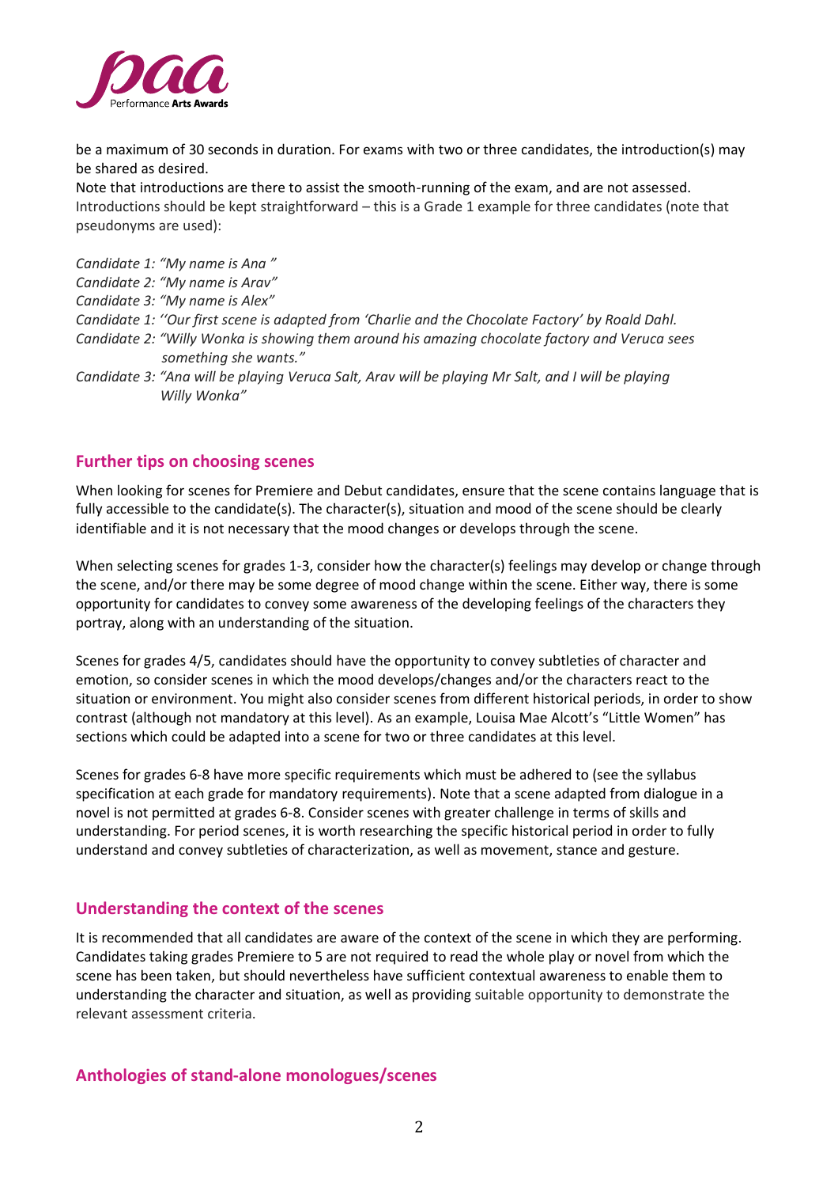be a maximum of 30 seconds in duration. For exams with two or three candidates, the introduction(s) may be shared as desired.

Note that introductions are there to assist the smooth-running of the exam, and are not assessed. Introductions should be kept straightforward – this is a Grade 1 example for three candidates (note that pseudonyms are used):

*Candidate 1: "My name is Ana "*
*Candidate 2: "My name is Arav"*
*Candidate 3: "My name is Alex"*
*Candidate 1: ''Our first scene is adapted from 'Charlie and the Chocolate Factory' by Roald Dahl.*
*Candidate 2: "Willy Wonka is showing them around his amazing chocolate factory and Veruca sees something she wants."*
*Candidate 3: "Ana will be playing Veruca Salt, Arav will be playing Mr Salt, and I will be playing Willy Wonka"*

## Further tips on choosing scenes

When looking for scenes for Premiere and Debut candidates, ensure that the scene contains language that is fully accessible to the candidate(s). The character(s), situation and mood of the scene should be clearly identifiable and it is not necessary that the mood changes or develops through the scene.

When selecting scenes for grades 1-3, consider how the character(s) feelings may develop or change through the scene, and/or there may be some degree of mood change within the scene. Either way, there is some opportunity for candidates to convey some awareness of the developing feelings of the characters they portray, along with an understanding of the situation.

Scenes for grades 4/5, candidates should have the opportunity to convey subtleties of character and emotion, so consider scenes in which the mood develops/changes and/or the characters react to the situation or environment. You might also consider scenes from different historical periods, in order to show contrast (although not mandatory at this level). As an example, Louisa Mae Alcott's "Little Women" has sections which could be adapted into a scene for two or three candidates at this level.

Scenes for grades 6-8 have more specific requirements which must be adhered to (see the syllabus specification at each grade for mandatory requirements). Note that a scene adapted from dialogue in a novel is not permitted at grades 6-8. Consider scenes with greater challenge in terms of skills and understanding. For period scenes, it is worth researching the specific historical period in order to fully understand and convey subtleties of characterization, as well as movement, stance and gesture.

## Understanding the context of the scenes

It is recommended that all candidates are aware of the context of the scene in which they are performing. Candidates taking grades Premiere to 5 are not required to read the whole play or novel from which the scene has been taken, but should nevertheless have sufficient contextual awareness to enable them to understanding the character and situation, as well as providing suitable opportunity to demonstrate the relevant assessment criteria.

## Anthologies of stand-alone monologues/scenes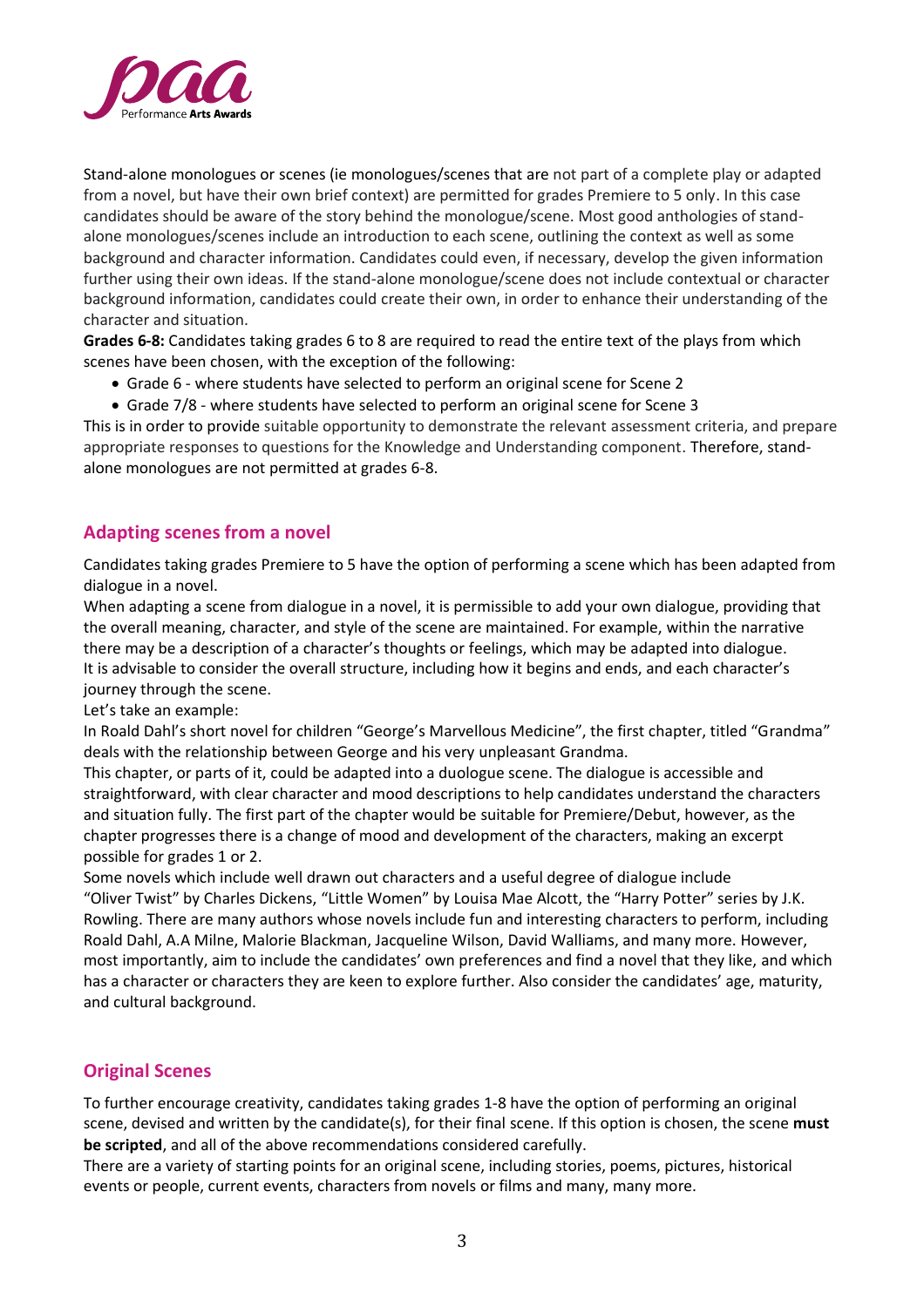Stand-alone monologues or scenes (ie monologues/scenes that are not part of a complete play or adapted from a novel, but have their own brief context) are permitted for grades Premiere to 5 only. In this case candidates should be aware of the story behind the monologue/scene. Most good anthologies of stand-alone monologues/scenes include an introduction to each scene, outlining the context as well as some background and character information. Candidates could even, if necessary, develop the given information further using their own ideas. If the stand-alone monologue/scene does not include contextual or character background information, candidates could create their own, in order to enhance their understanding of the character and situation.

**Grades 6-8:** Candidates taking grades 6 to 8 are required to read the entire text of the plays from which scenes have been chosen, with the exception of the following:

- Grade 6 - where students have selected to perform an original scene for Scene 2
- Grade 7/8 - where students have selected to perform an original scene for Scene 3

This is in order to provide suitable opportunity to demonstrate the relevant assessment criteria, and prepare appropriate responses to questions for the Knowledge and Understanding component. Therefore, stand-alone monologues are not permitted at grades 6-8.

## Adapting scenes from a novel

Candidates taking grades Premiere to 5 have the option of performing a scene which has been adapted from dialogue in a novel.

When adapting a scene from dialogue in a novel, it is permissible to add your own dialogue, providing that the overall meaning, character, and style of the scene are maintained. For example, within the narrative there may be a description of a character's thoughts or feelings, which may be adapted into dialogue. It is advisable to consider the overall structure, including how it begins and ends, and each character's journey through the scene.

Let's take an example:

In Roald Dahl's short novel for children "George's Marvellous Medicine", the first chapter, titled "Grandma" deals with the relationship between George and his very unpleasant Grandma.

This chapter, or parts of it, could be adapted into a duologue scene. The dialogue is accessible and straightforward, with clear character and mood descriptions to help candidates understand the characters and situation fully. The first part of the chapter would be suitable for Premiere/Debut, however, as the chapter progresses there is a change of mood and development of the characters, making an excerpt possible for grades 1 or 2.

Some novels which include well drawn out characters and a useful degree of dialogue include "Oliver Twist" by Charles Dickens, "Little Women" by Louisa Mae Alcott, the "Harry Potter" series by J.K. Rowling. There are many authors whose novels include fun and interesting characters to perform, including Roald Dahl, A.A Milne, Malorie Blackman, Jacqueline Wilson, David Walliams, and many more. However, most importantly, aim to include the candidates' own preferences and find a novel that they like, and which has a character or characters they are keen to explore further. Also consider the candidates' age, maturity, and cultural background.

## Original Scenes

To further encourage creativity, candidates taking grades 1-8 have the option of performing an original scene, devised and written by the candidate(s), for their final scene. If this option is chosen, the scene **must be scripted**, and all of the above recommendations considered carefully.

There are a variety of starting points for an original scene, including stories, poems, pictures, historical events or people, current events, characters from novels or films and many, many more.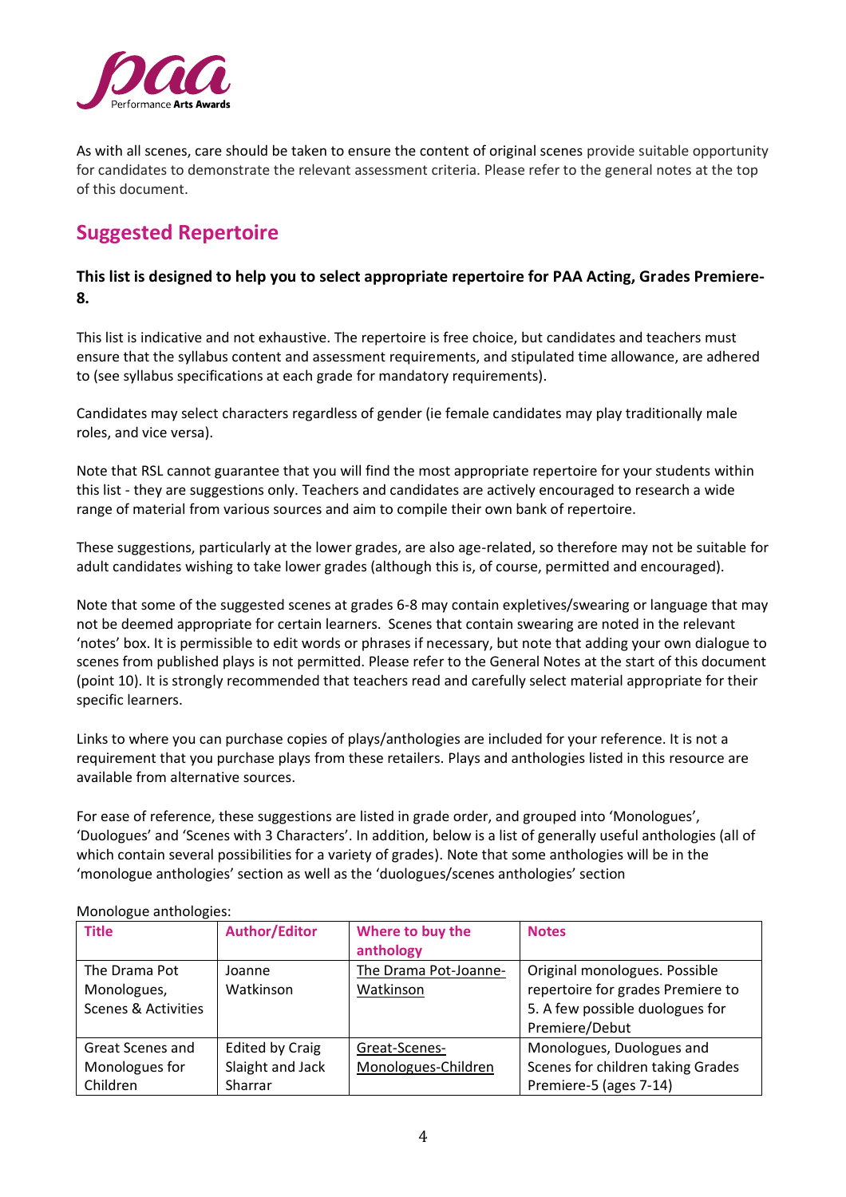As with all scenes, care should be taken to ensure the content of original scenes provide suitable opportunity for candidates to demonstrate the relevant assessment criteria. Please refer to the general notes at the top of this document.

## Suggested Repertoire

**This list is designed to help you to select appropriate repertoire for PAA Acting, Grades Premiere-8.**

This list is indicative and not exhaustive. The repertoire is free choice, but candidates and teachers must ensure that the syllabus content and assessment requirements, and stipulated time allowance, are adhered to (see syllabus specifications at each grade for mandatory requirements).

Candidates may select characters regardless of gender (ie female candidates may play traditionally male roles, and vice versa).

Note that RSL cannot guarantee that you will find the most appropriate repertoire for your students within this list - they are suggestions only. Teachers and candidates are actively encouraged to research a wide range of material from various sources and aim to compile their own bank of repertoire.

These suggestions, particularly at the lower grades, are also age-related, so therefore may not be suitable for adult candidates wishing to take lower grades (although this is, of course, permitted and encouraged).

Note that some of the suggested scenes at grades 6-8 may contain expletives/swearing or language that may not be deemed appropriate for certain learners. Scenes that contain swearing are noted in the relevant 'notes' box. It is permissible to edit words or phrases if necessary, but note that adding your own dialogue to scenes from published plays is not permitted. Please refer to the General Notes at the start of this document (point 10). It is strongly recommended that teachers read and carefully select material appropriate for their specific learners.

Links to where you can purchase copies of plays/anthologies are included for your reference. It is not a requirement that you purchase plays from these retailers. Plays and anthologies listed in this resource are available from alternative sources.

For ease of reference, these suggestions are listed in grade order, and grouped into 'Monologues', 'Duologues' and 'Scenes with 3 Characters'. In addition, below is a list of generally useful anthologies (all of which contain several possibilities for a variety of grades). Note that some anthologies will be in the 'monologue anthologies' section as well as the 'duologues/scenes anthologies' section

Monologue anthologies:

| Title | Author/Editor | Where to buy the anthology | Notes |
|---|---|---|---|
| The Drama Pot Monologues, Scenes & Activities | Joanne Watkinson | The Drama Pot-Joanne-Watkinson | Original monologues. Possible repertoire for grades Premiere to 5. A few possible duologues for Premiere/Debut |
| Great Scenes and Monologues for Children | Edited by Craig Slaight and Jack Sharrar | Great-Scenes-Monologues-Children | Monologues, Duologues and Scenes for children taking Grades Premiere-5 (ages 7-14) |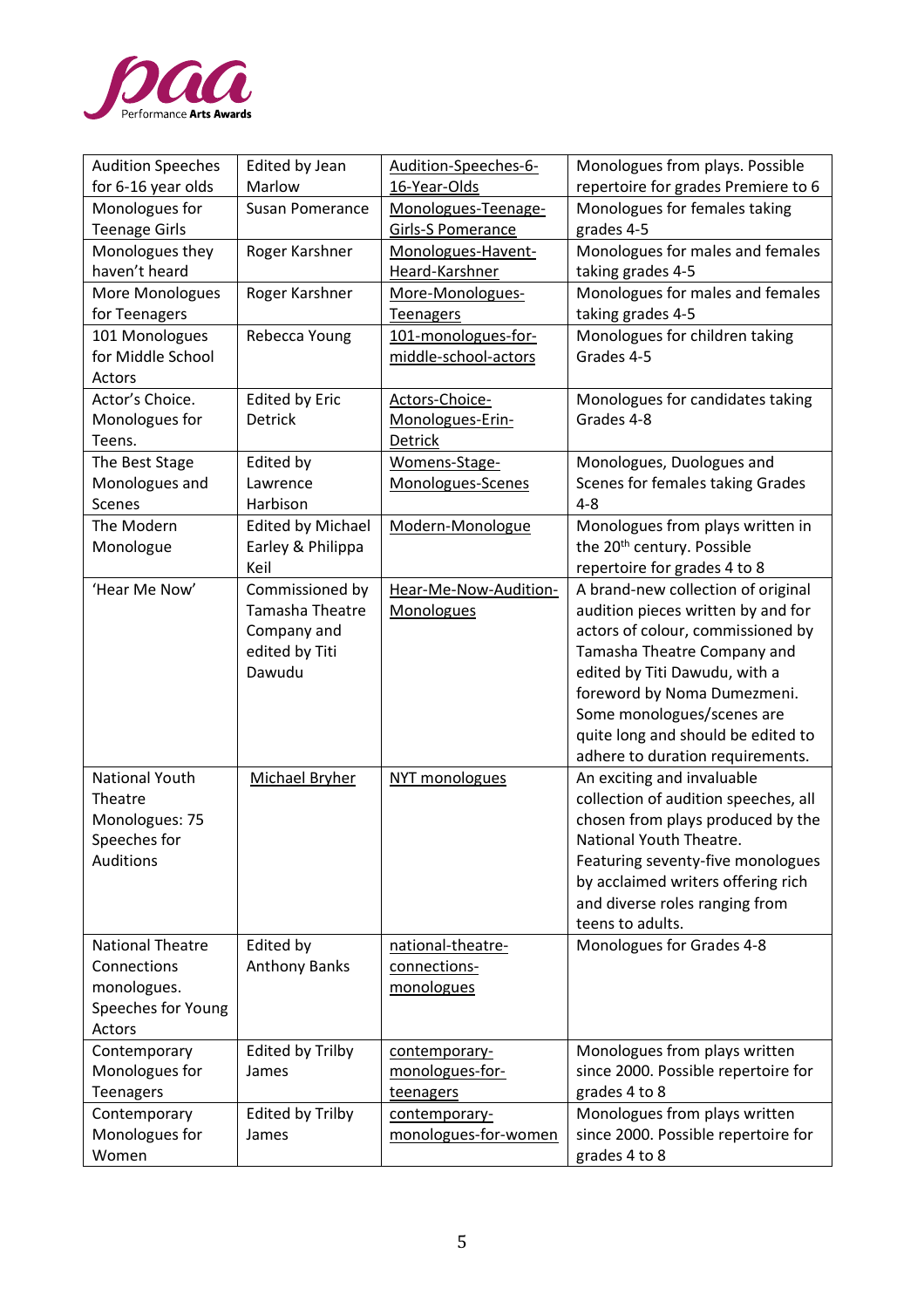| Audition Speeches for 6-16 year olds | Edited by Jean Marlow | Audition-Speeches-6-16-Year-Olds | Monologues from plays. Possible repertoire for grades Premiere to 6 |
|---|---|---|---|
| Monologues for Teenage Girls | Susan Pomerance | Monologues-Teenage-Girls-S Pomerance | Monologues for females taking grades 4-5 |
| Monologues they haven't heard | Roger Karshner | Monologues-Havent-Heard-Karshner | Monologues for males and females taking grades 4-5 |
| More Monologues for Teenagers | Roger Karshner | More-Monologues-Teenagers | Monologues for males and females taking grades 4-5 |
| 101 Monologues for Middle School Actors | Rebecca Young | 101-monologues-for-middle-school-actors | Monologues for children taking Grades 4-5 |
| Actor's Choice. Monologues for Teens. | Edited by Eric Detrick | Actors-Choice-Monologues-Erin-Detrick | Monologues for candidates taking Grades 4-8 |
| The Best Stage Monologues and Scenes | Edited by Lawrence Harbison | Womens-Stage-Monologues-Scenes | Monologues, Duologues and Scenes for females taking Grades 4-8 |
| The Modern Monologue | Edited by Michael Earley & Philippa Keil | Modern-Monologue | Monologues from plays written in the 20th century. Possible repertoire for grades 4 to 8 |
| 'Hear Me Now' | Commissioned by Tamasha Theatre Company and edited by Titi Dawudu | Hear-Me-Now-Audition-Monologues | A brand-new collection of original audition pieces written by and for actors of colour, commissioned by Tamasha Theatre Company and edited by Titi Dawudu, with a foreword by Noma Dumezmeni. Some monologues/scenes are quite long and should be edited to adhere to duration requirements. |
| National Youth Theatre Monologues: 75 Speeches for Auditions | Michael Bryher | NYT monologues | An exciting and invaluable collection of audition speeches, all chosen from plays produced by the National Youth Theatre. Featuring seventy-five monologues by acclaimed writers offering rich and diverse roles ranging from teens to adults. |
| National Theatre Connections monologues. Speeches for Young Actors | Edited by Anthony Banks | national-theatre-connections-monologues | Monologues for Grades 4-8 |
| Contemporary Monologues for Teenagers | Edited by Trilby James | contemporary-monologues-for-teenagers | Monologues from plays written since 2000. Possible repertoire for grades 4 to 8 |
| Contemporary Monologues for Women | Edited by Trilby James | contemporary-monologues-for-women | Monologues from plays written since 2000. Possible repertoire for grades 4 to 8 |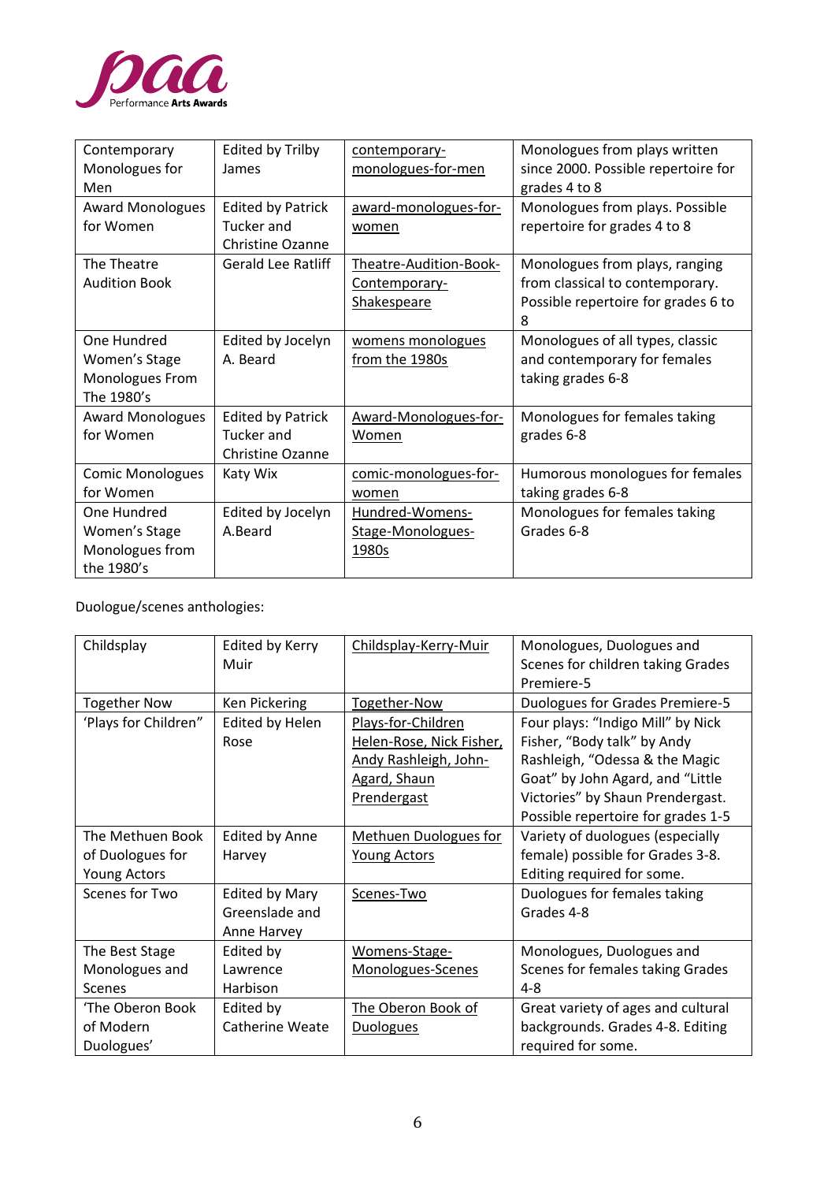| Contemporary Monologues for Men | Edited by Trilby James | contemporary-monologues-for-men | Monologues from plays written since 2000. Possible repertoire for grades 4 to 8 |
|---|---|---|---|
| Award Monologues for Women | Edited by Patrick Tucker and Christine Ozanne | award-monologues-for-women | Monologues from plays. Possible repertoire for grades 4 to 8 |
| The Theatre Audition Book | Gerald Lee Ratliff | Theatre-Audition-Book-Contemporary-Shakespeare | Monologues from plays, ranging from classical to contemporary. Possible repertoire for grades 6 to 8 |
| One Hundred Women's Stage Monologues From The 1980's | Edited by Jocelyn A. Beard | womens monologues from the 1980s | Monologues of all types, classic and contemporary for females taking grades 6-8 |
| Award Monologues for Women | Edited by Patrick Tucker and Christine Ozanne | Award-Monologues-for-Women | Monologues for females taking grades 6-8 |
| Comic Monologues for Women | Katy Wix | comic-monologues-for-women | Humorous monologues for females taking grades 6-8 |
| One Hundred Women's Stage Monologues from the 1980's | Edited by Jocelyn A.Beard | Hundred-Womens-Stage-Monologues-1980s | Monologues for females taking Grades 6-8 |

Duologue/scenes anthologies:

| Childsplay | Edited by Kerry Muir | Childsplay-Kerry-Muir | Monologues, Duologues and Scenes for children taking Grades Premiere-5 |
|---|---|---|---|
| Together Now | Ken Pickering | Together-Now | Duologues for Grades Premiere-5 |
| 'Plays for Children" | Edited by Helen Rose | Plays-for-Children Helen-Rose, Nick Fisher, Andy Rashleigh, John-Agard, Shaun Prendergast | Four plays: "Indigo Mill" by Nick Fisher, "Body talk" by Andy Rashleigh, "Odessa & the Magic Goat" by John Agard, and "Little Victories" by Shaun Prendergast. Possible repertoire for grades 1-5 |
| The Methuen Book of Duologues for Young Actors | Edited by Anne Harvey | Methuen Duologues for Young Actors | Variety of duologues (especially female) possible for Grades 3-8. Editing required for some. |
| Scenes for Two | Edited by Mary Greenslade and Anne Harvey | Scenes-Two | Duologues for females taking Grades 4-8 |
| The Best Stage Monologues and Scenes | Edited by Lawrence Harbison | Womens-Stage-Monologues-Scenes | Monologues, Duologues and Scenes for females taking Grades 4-8 |
| 'The Oberon Book of Modern Duologues' | Edited by Catherine Weate | The Oberon Book of Duologues | Great variety of ages and cultural backgrounds. Grades 4-8. Editing required for some. |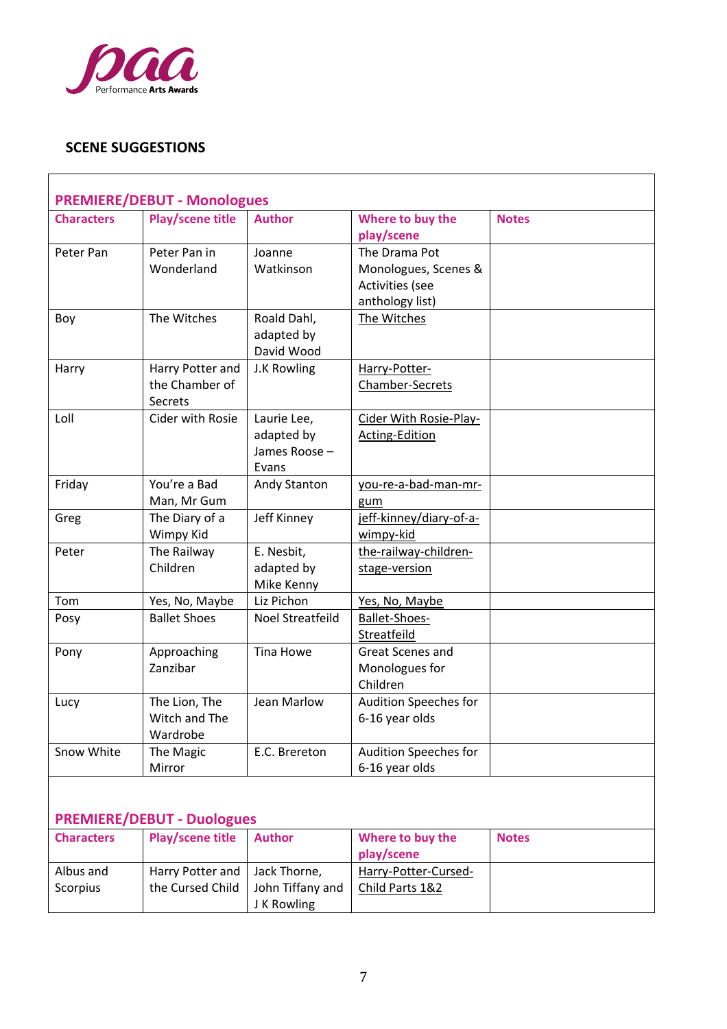## SCENE SUGGESTIONS

### PREMIERE/DEBUT - Monologues

| Characters | Play/scene title | Author | Where to buy the play/scene | Notes |
|---|---|---|---|---|
| Peter Pan | Peter Pan in Wonderland | Joanne Watkinson | The Drama Pot Monologues, Scenes & Activities (see anthology list) | |
| Boy | The Witches | Roald Dahl, adapted by David Wood | The Witches | |
| Harry | Harry Potter and the Chamber of Secrets | J.K Rowling | Harry-Potter-Chamber-Secrets | |
| Loll | Cider with Rosie | Laurie Lee, adapted by James Roose – Evans | Cider With Rosie-Play-Acting-Edition | |
| Friday | You're a Bad Man, Mr Gum | Andy Stanton | you-re-a-bad-man-mr-gum | |
| Greg | The Diary of a Wimpy Kid | Jeff Kinney | jeff-kinney/diary-of-a-wimpy-kid | |
| Peter | The Railway Children | E. Nesbit, adapted by Mike Kenny | the-railway-children-stage-version | |
| Tom | Yes, No, Maybe | Liz Pichon | Yes, No, Maybe | |
| Posy | Ballet Shoes | Noel Streatfeild | Ballet-Shoes-Streatfeild | |
| Pony | Approaching Zanzibar | Tina Howe | Great Scenes and Monologues for Children | |
| Lucy | The Lion, The Witch and The Wardrobe | Jean Marlow | Audition Speeches for 6-16 year olds | |
| Snow White | The Magic Mirror | E.C. Brereton | Audition Speeches for 6-16 year olds | |

### PREMIERE/DEBUT - Duologues

| Characters | Play/scene title | Author | Where to buy the play/scene | Notes |
|---|---|---|---|---|
| Albus and Scorpius | Harry Potter and the Cursed Child | Jack Thorne, John Tiffany and J K Rowling | Harry-Potter-Cursed-Child Parts 1&2 | |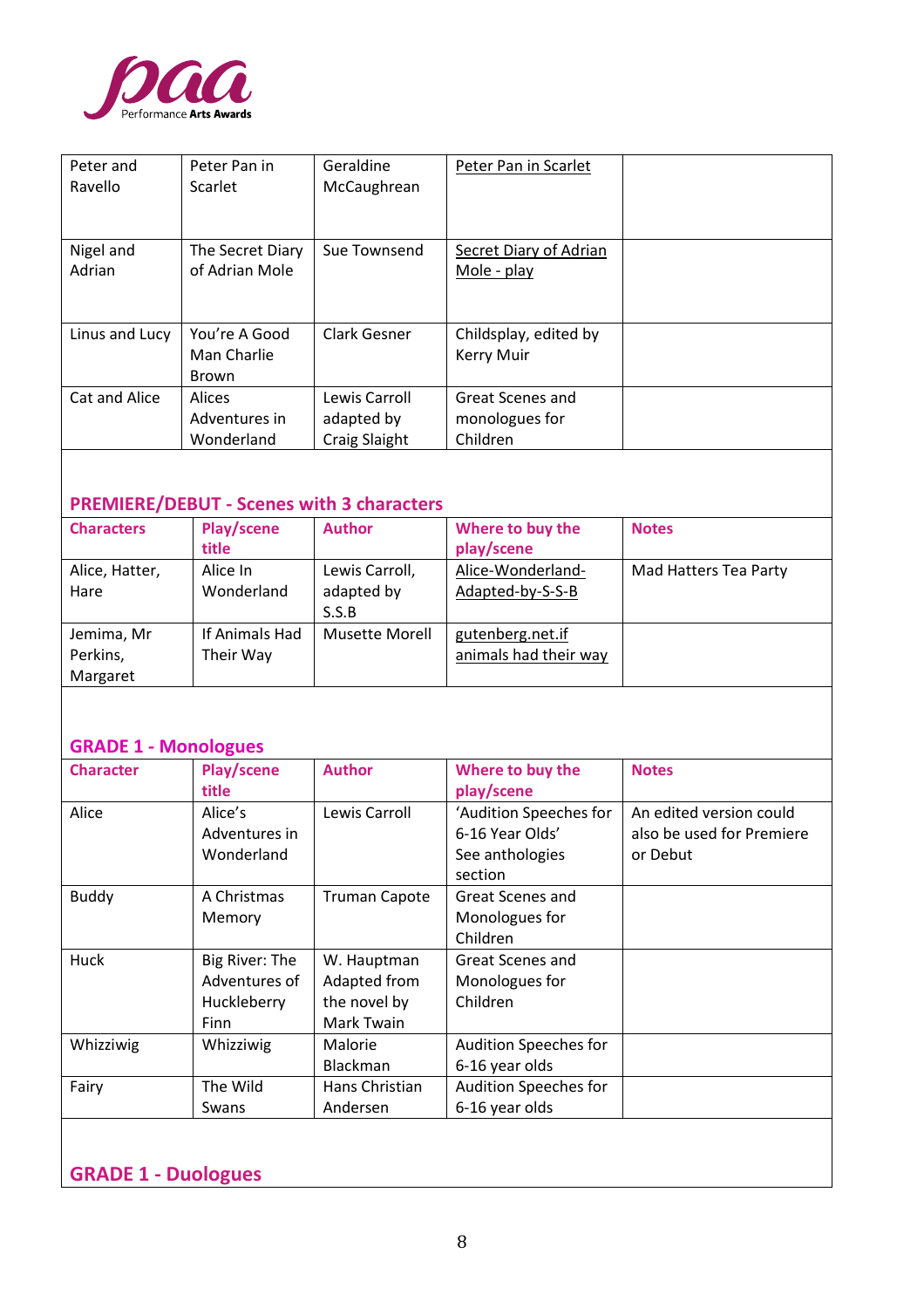| | | | | |
|---|---|---|---|---|
| Peter and Ravello | Peter Pan in Scarlet | Geraldine McCaughrean | Peter Pan in Scarlet | |
| Nigel and Adrian | The Secret Diary of Adrian Mole | Sue Townsend | Secret Diary of Adrian Mole - play | |
| Linus and Lucy | You're A Good Man Charlie Brown | Clark Gesner | Childsplay, edited by Kerry Muir | |
| Cat and Alice | Alices Adventures in Wonderland | Lewis Carroll adapted by Craig Slaight | Great Scenes and monologues for Children | |

## PREMIERE/DEBUT - Scenes with 3 characters

| Characters | Play/scene title | Author | Where to buy the play/scene | Notes |
|---|---|---|---|---|
| Alice, Hatter, Hare | Alice In Wonderland | Lewis Carroll, adapted by S.S.B | Alice-Wonderland-Adapted-by-S-S-B | Mad Hatters Tea Party |
| Jemima, Mr Perkins, Margaret | If Animals Had Their Way | Musette Morell | gutenberg.net.if animals had their way | |

## GRADE 1 - Monologues

| Character | Play/scene title | Author | Where to buy the play/scene | Notes |
|---|---|---|---|---|
| Alice | Alice's Adventures in Wonderland | Lewis Carroll | 'Audition Speeches for 6-16 Year Olds' See anthologies section | An edited version could also be used for Premiere or Debut |
| Buddy | A Christmas Memory | Truman Capote | Great Scenes and Monologues for Children | |
| Huck | Big River: The Adventures of Huckleberry Finn | W. Hauptman Adapted from the novel by Mark Twain | Great Scenes and Monologues for Children | |
| Whizziwig | Whizziwig | Malorie Blackman | Audition Speeches for 6-16 year olds | |
| Fairy | The Wild Swans | Hans Christian Andersen | Audition Speeches for 6-16 year olds | |

## GRADE 1 - Duologues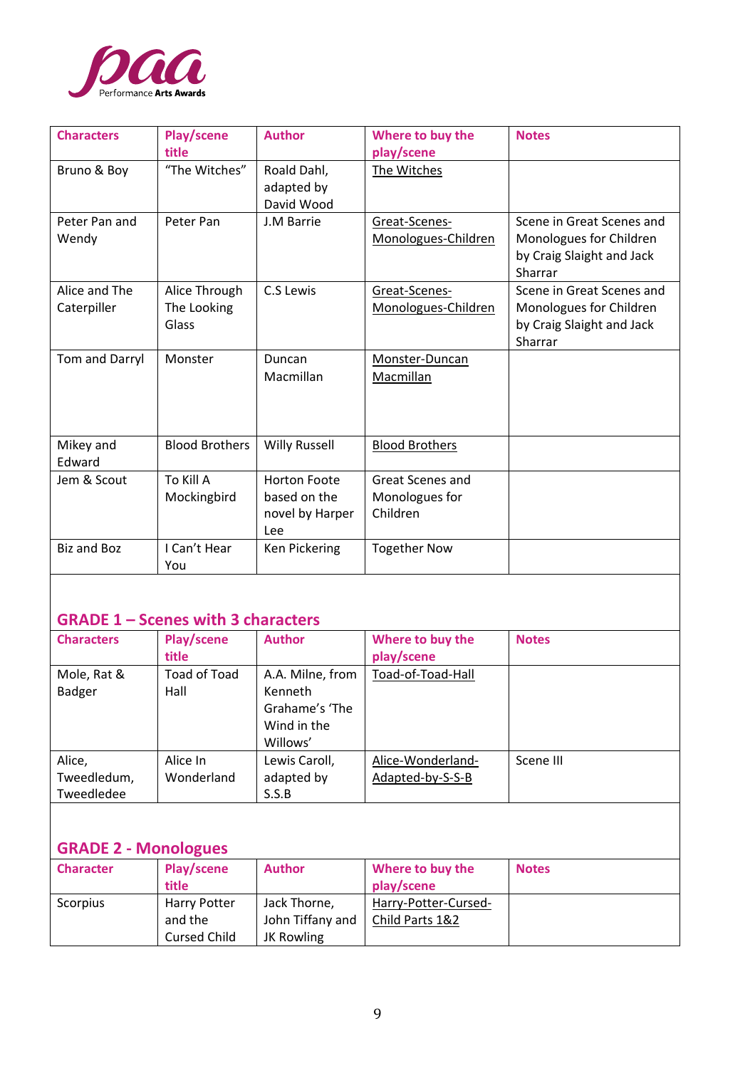| Characters | Play/scene title | Author | Where to buy the play/scene | Notes |
|---|---|---|---|---|
| Bruno & Boy | "The Witches" | Roald Dahl, adapted by David Wood | The Witches | |
| Peter Pan and Wendy | Peter Pan | J.M Barrie | Great-Scenes-Monologues-Children | Scene in Great Scenes and Monologues for Children by Craig Slaight and Jack Sharrar |
| Alice and The Caterpiller | Alice Through The Looking Glass | C.S Lewis | Great-Scenes-Monologues-Children | Scene in Great Scenes and Monologues for Children by Craig Slaight and Jack Sharrar |
| Tom and Darryl | Monster | Duncan Macmillan | Monster-Duncan Macmillan | |
| Mikey and Edward | Blood Brothers | Willy Russell | Blood Brothers | |
| Jem & Scout | To Kill A Mockingbird | Horton Foote based on the novel by Harper Lee | Great Scenes and Monologues for Children | |
| Biz and Boz | I Can't Hear You | Ken Pickering | Together Now | |

## GRADE 1 – Scenes with 3 characters

| Characters | Play/scene title | Author | Where to buy the play/scene | Notes |
|---|---|---|---|---|
| Mole, Rat & Badger | Toad of Toad Hall | A.A. Milne, from Kenneth Grahame's 'The Wind in the Willows' | Toad-of-Toad-Hall | |
| Alice, Tweedledum, Tweedledee | Alice In Wonderland | Lewis Caroll, adapted by S.S.B | Alice-Wonderland-Adapted-by-S-S-B | Scene III |

## GRADE 2 - Monologues

| Character | Play/scene title | Author | Where to buy the play/scene | Notes |
|---|---|---|---|---|
| Scorpius | Harry Potter and the Cursed Child | Jack Thorne, John Tiffany and JK Rowling | Harry-Potter-Cursed-Child Parts 1&2 | |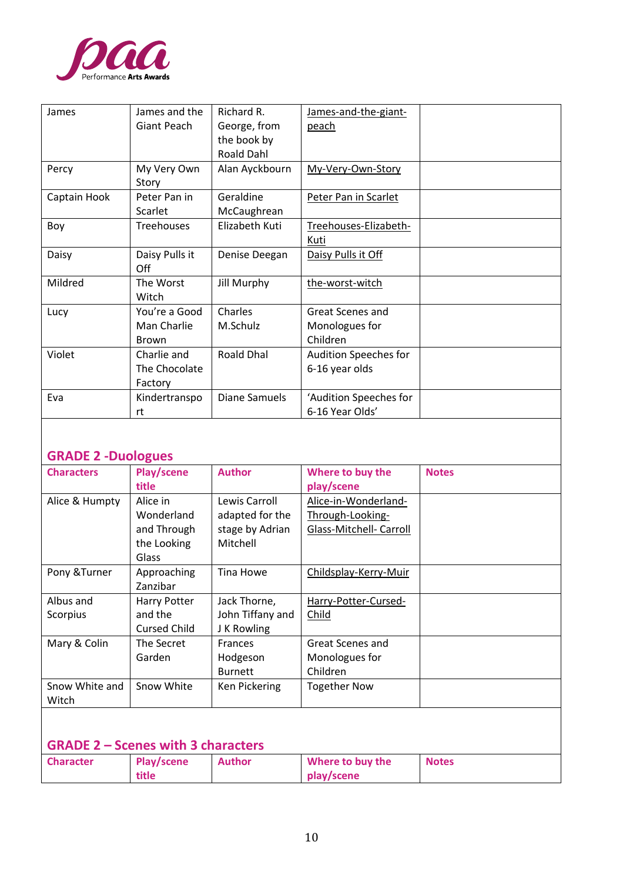| | | | | |
|---|---|---|---|---|
| James | James and the Giant Peach | Richard R. George, from the book by Roald Dahl | James-and-the-giant-peach | |
| Percy | My Very Own Story | Alan Ayckbourn | My-Very-Own-Story | |
| Captain Hook | Peter Pan in Scarlet | Geraldine McCaughrean | Peter Pan in Scarlet | |
| Boy | Treehouses | Elizabeth Kuti | Treehouses-Elizabeth-Kuti | |
| Daisy | Daisy Pulls it Off | Denise Deegan | Daisy Pulls it Off | |
| Mildred | The Worst Witch | Jill Murphy | the-worst-witch | |
| Lucy | You're a Good Man Charlie Brown | Charles M.Schulz | Great Scenes and Monologues for Children | |
| Violet | Charlie and The Chocolate Factory | Roald Dhal | Audition Speeches for 6-16 year olds | |
| Eva | Kindertransport | Diane Samuels | 'Audition Speeches for 6-16 Year Olds' | |

## GRADE 2 -Duologues

| Characters | Play/scene title | Author | Where to buy the play/scene | Notes |
|---|---|---|---|---|
| Alice & Humpty | Alice in Wonderland and Through the Looking Glass | Lewis Carroll adapted for the stage by Adrian Mitchell | Alice-in-Wonderland-Through-Looking-Glass-Mitchell- Carroll | |
| Pony &Turner | Approaching Zanzibar | Tina Howe | Childsplay-Kerry-Muir | |
| Albus and Scorpius | Harry Potter and the Cursed Child | Jack Thorne, John Tiffany and J K Rowling | Harry-Potter-Cursed-Child | |
| Mary & Colin | The Secret Garden | Frances Hodgeson Burnett | Great Scenes and Monologues for Children | |
| Snow White and Witch | Snow White | Ken Pickering | Together Now | |

## GRADE 2 – Scenes with 3 characters

| Character | Play/scene title | Author | Where to buy the play/scene | Notes |
|---|---|---|---|---|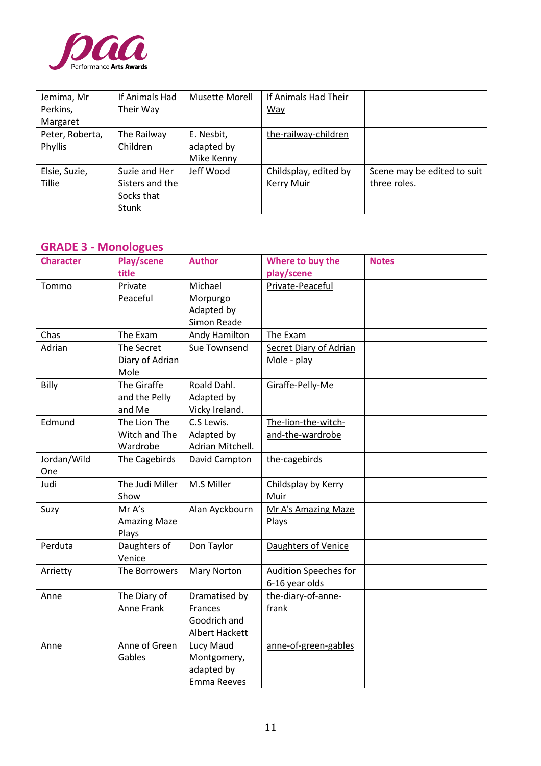| | | | | |
|---|---|---|---|---|
| Jemima, Mr Perkins, Margaret | If Animals Had Their Way | Musette Morell | If Animals Had Their Way | |
| Peter, Roberta, Phyllis | The Railway Children | E. Nesbit, adapted by Mike Kenny | the-railway-children | |
| Elsie, Suzie, Tillie | Suzie and Her Sisters and the Socks that Stunk | Jeff Wood | Childsplay, edited by Kerry Muir | Scene may be edited to suit three roles. |

## GRADE 3 - Monologues

| Character | Play/scene title | Author | Where to buy the play/scene | Notes |
|---|---|---|---|---|
| Tommo | Private Peaceful | Michael Morpurgo Adapted by Simon Reade | Private-Peaceful | |
| Chas | The Exam | Andy Hamilton | The Exam | |
| Adrian | The Secret Diary of Adrian Mole | Sue Townsend | Secret Diary of Adrian Mole - play | |
| Billy | The Giraffe and the Pelly and Me | Roald Dahl. Adapted by Vicky Ireland. | Giraffe-Pelly-Me | |
| Edmund | The Lion The Witch and The Wardrobe | C.S Lewis. Adapted by Adrian Mitchell. | The-lion-the-witch-and-the-wardrobe | |
| Jordan/Wild One | The Cagebirds | David Campton | the-cagebirds | |
| Judi | The Judi Miller Show | M.S Miller | Childsplay by Kerry Muir | |
| Suzy | Mr A's Amazing Maze Plays | Alan Ayckbourn | Mr A's Amazing Maze Plays | |
| Perduta | Daughters of Venice | Don Taylor | Daughters of Venice | |
| Arrietty | The Borrowers | Mary Norton | Audition Speeches for 6-16 year olds | |
| Anne | The Diary of Anne Frank | Dramatised by Frances Goodrich and Albert Hackett | the-diary-of-anne-frank | |
| Anne | Anne of Green Gables | Lucy Maud Montgomery, adapted by Emma Reeves | anne-of-green-gables | |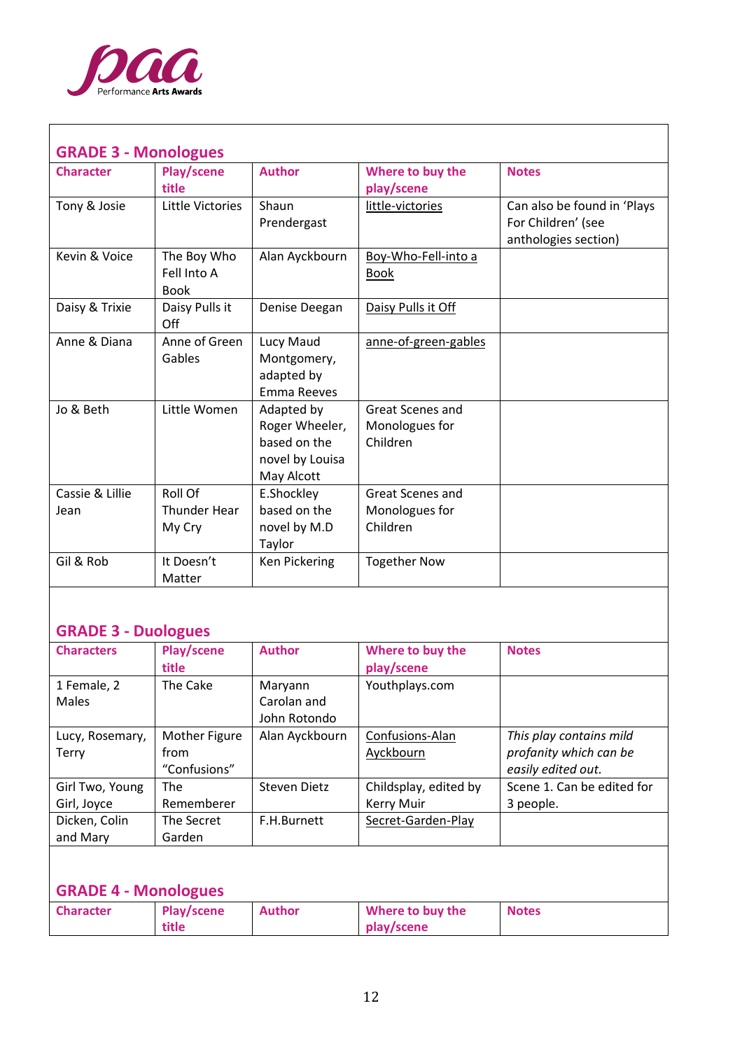## GRADE 3 - Monologues

| Character | Play/scene title | Author | Where to buy the play/scene | Notes |
|---|---|---|---|---|
| Tony & Josie | Little Victories | Shaun Prendergast | little-victories | Can also be found in 'Plays For Children' (see anthologies section) |
| Kevin & Voice | The Boy Who Fell Into A Book | Alan Ayckbourn | Boy-Who-Fell-into a Book | |
| Daisy & Trixie | Daisy Pulls it Off | Denise Deegan | Daisy Pulls it Off | |
| Anne & Diana | Anne of Green Gables | Lucy Maud Montgomery, adapted by Emma Reeves | anne-of-green-gables | |
| Jo & Beth | Little Women | Adapted by Roger Wheeler, based on the novel by Louisa May Alcott | Great Scenes and Monologues for Children | |
| Cassie & Lillie Jean | Roll Of Thunder Hear My Cry | E.Shockley based on the novel by M.D Taylor | Great Scenes and Monologues for Children | |
| Gil & Rob | It Doesn't Matter | Ken Pickering | Together Now | |

## GRADE 3 - Duologues

| Characters | Play/scene title | Author | Where to buy the play/scene | Notes |
|---|---|---|---|---|
| 1 Female, 2 Males | The Cake | Maryann Carolan and John Rotondo | Youthplays.com | |
| Lucy, Rosemary, Terry | Mother Figure from "Confusions" | Alan Ayckbourn | Confusions-Alan Ayckbourn | *This play contains mild profanity which can be easily edited out.* |
| Girl Two, Young Girl, Joyce | The Rememberer | Steven Dietz | Childsplay, edited by Kerry Muir | Scene 1. Can be edited for 3 people. |
| Dicken, Colin and Mary | The Secret Garden | F.H.Burnett | Secret-Garden-Play | |

## GRADE 4 - Monologues

| Character | Play/scene title | Author | Where to buy the play/scene | Notes |
|---|---|---|---|---|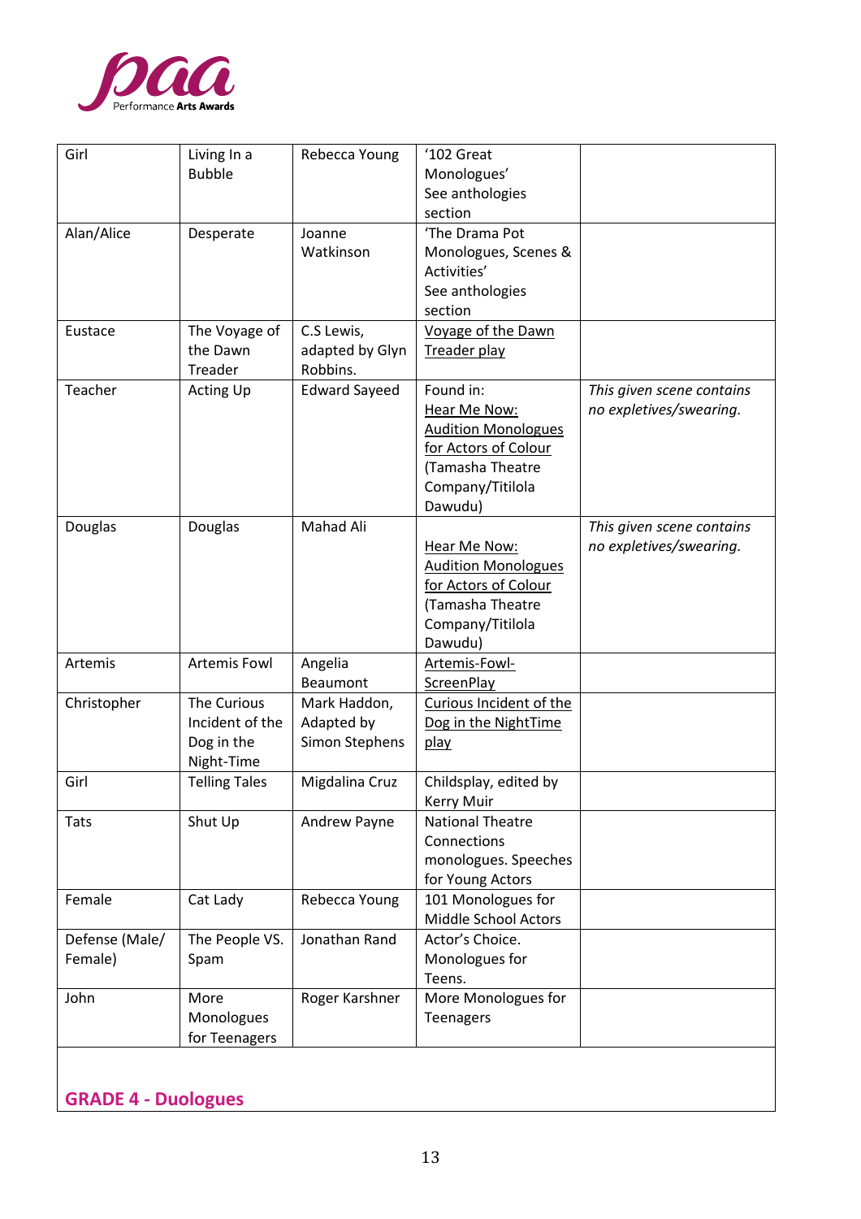| Girl | Living In a Bubble | Rebecca Young | '102 Great Monologues' See anthologies section | |
|---|---|---|---|---|
| Alan/Alice | Desperate | Joanne Watkinson | 'The Drama Pot Monologues, Scenes & Activities' See anthologies section | |
| Eustace | The Voyage of the Dawn Treader | C.S Lewis, adapted by Glyn Robbins. | Voyage of the Dawn Treader play | |
| Teacher | Acting Up | Edward Sayeed | Found in: Hear Me Now: Audition Monologues for Actors of Colour (Tamasha Theatre Company/Titilola Dawudu) | *This given scene contains no expletives/swearing.* |
| Douglas | Douglas | Mahad Ali | Hear Me Now: Audition Monologues for Actors of Colour (Tamasha Theatre Company/Titilola Dawudu) | *This given scene contains no expletives/swearing.* |
| Artemis | Artemis Fowl | Angelia Beaumont | Artemis-Fowl-ScreenPlay | |
| Christopher | The Curious Incident of the Dog in the Night-Time | Mark Haddon, Adapted by Simon Stephens | Curious Incident of the Dog in the NightTime play | |
| Girl | Telling Tales | Migdalina Cruz | Childsplay, edited by Kerry Muir | |
| Tats | Shut Up | Andrew Payne | National Theatre Connections monologues. Speeches for Young Actors | |
| Female | Cat Lady | Rebecca Young | 101 Monologues for Middle School Actors | |
| Defense (Male/ Female) | The People VS. Spam | Jonathan Rand | Actor's Choice. Monologues for Teens. | |
| John | More Monologues for Teenagers | Roger Karshner | More Monologues for Teenagers | |

## GRADE 4 - Duologues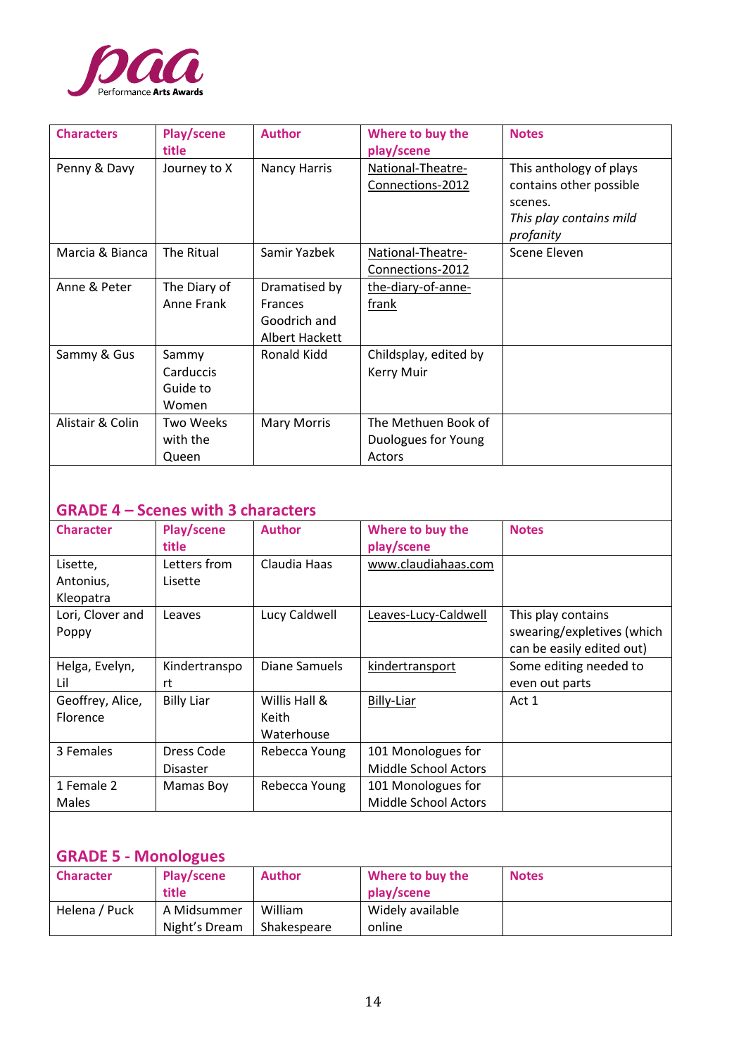| Characters | Play/scene title | Author | Where to buy the play/scene | Notes |
|---|---|---|---|---|
| Penny & Davy | Journey to X | Nancy Harris | National-Theatre-Connections-2012 | This anthology of plays contains other possible scenes. *This play contains mild profanity* |
| Marcia & Bianca | The Ritual | Samir Yazbek | National-Theatre-Connections-2012 | Scene Eleven |
| Anne & Peter | The Diary of Anne Frank | Dramatised by Frances Goodrich and Albert Hackett | the-diary-of-anne-frank | |
| Sammy & Gus | Sammy Carduccis Guide to Women | Ronald Kidd | Childsplay, edited by Kerry Muir | |
| Alistair & Colin | Two Weeks with the Queen | Mary Morris | The Methuen Book of Duologues for Young Actors | |

## GRADE 4 – Scenes with 3 characters

| Character | Play/scene title | Author | Where to buy the play/scene | Notes |
|---|---|---|---|---|
| Lisette, Antonius, Kleopatra | Letters from Lisette | Claudia Haas | www.claudiahaas.com | |
| Lori, Clover and Poppy | Leaves | Lucy Caldwell | Leaves-Lucy-Caldwell | This play contains swearing/expletives (which can be easily edited out) |
| Helga, Evelyn, Lil | Kindertransport | Diane Samuels | kindertransport | Some editing needed to even out parts |
| Geoffrey, Alice, Florence | Billy Liar | Willis Hall & Keith Waterhouse | Billy-Liar | Act 1 |
| 3 Females | Dress Code Disaster | Rebecca Young | 101 Monologues for Middle School Actors | |
| 1 Female 2 Males | Mamas Boy | Rebecca Young | 101 Monologues for Middle School Actors | |

## GRADE 5 - Monologues

| Character | Play/scene title | Author | Where to buy the play/scene | Notes |
|---|---|---|---|---|
| Helena / Puck | A Midsummer Night's Dream | William Shakespeare | Widely available online | |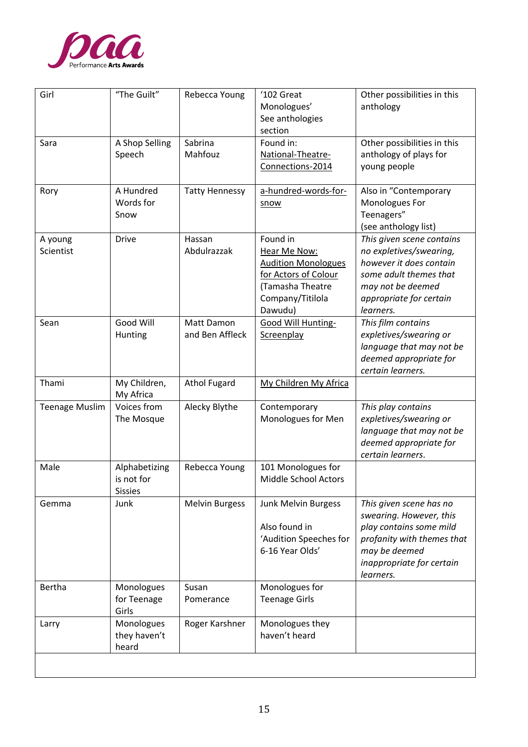| Girl | "The Guilt" | Rebecca Young | '102 Great Monologues' See anthologies section | Other possibilities in this anthology |
|---|---|---|---|---|
| Sara | A Shop Selling Speech | Sabrina Mahfouz | Found in: National-Theatre-Connections-2014 | Other possibilities in this anthology of plays for young people |
| Rory | A Hundred Words for Snow | Tatty Hennessy | a-hundred-words-for-snow | Also in "Contemporary Monologues For Teenagers" (see anthology list) |
| A young Scientist | Drive | Hassan Abdulrazzak | Found in Hear Me Now: Audition Monologues for Actors of Colour (Tamasha Theatre Company/Titilola Dawudu) | *This given scene contains no expletives/swearing, however it does contain some adult themes that may not be deemed appropriate for certain learners.* |
| Sean | Good Will Hunting | Matt Damon and Ben Affleck | Good Will Hunting-Screenplay | *This film contains expletives/swearing or language that may not be deemed appropriate for certain learners.* |
| Thami | My Children, My Africa | Athol Fugard | My Children My Africa | |
| Teenage Muslim | Voices from The Mosque | Alecky Blythe | Contemporary Monologues for Men | *This play contains expletives/swearing or language that may not be deemed appropriate for certain learners.* |
| Male | Alphabetizing is not for Sissies | Rebecca Young | 101 Monologues for Middle School Actors | |
| Gemma | Junk | Melvin Burgess | Junk Melvin Burgess<br><br>Also found in 'Audition Speeches for 6-16 Year Olds' | *This given scene has no swearing. However, this play contains some mild profanity with themes that may be deemed inappropriate for certain learners.* |
| Bertha | Monologues for Teenage Girls | Susan Pomerance | Monologues for Teenage Girls | |
| Larry | Monologues they haven't heard | Roger Karshner | Monologues they haven't heard | |
| | | | | |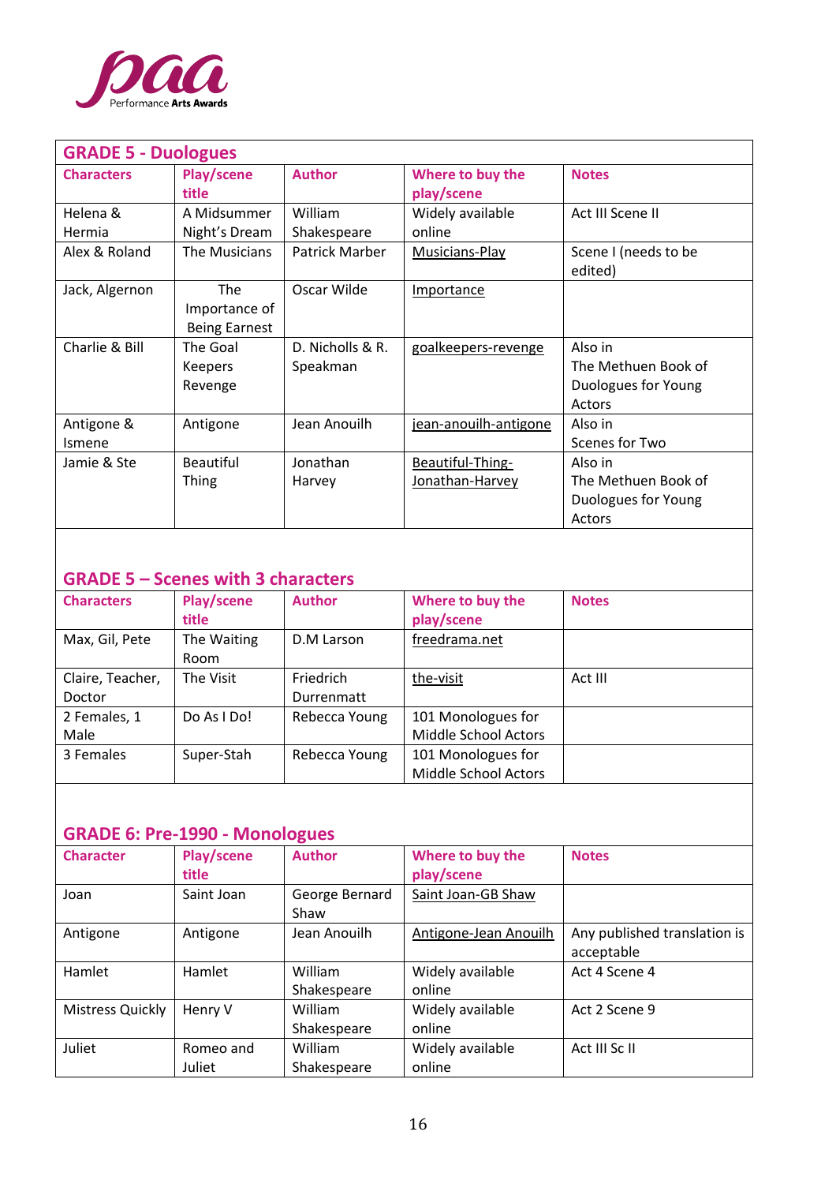## GRADE 5 - Duologues

| Characters | Play/scene title | Author | Where to buy the play/scene | Notes |
|---|---|---|---|---|
| Helena & Hermia | A Midsummer Night's Dream | William Shakespeare | Widely available online | Act III Scene II |
| Alex & Roland | The Musicians | Patrick Marber | Musicians-Play | Scene I (needs to be edited) |
| Jack, Algernon | The Importance of Being Earnest | Oscar Wilde | Importance | |
| Charlie & Bill | The Goal Keepers Revenge | D. Nicholls & R. Speakman | goalkeepers-revenge | Also in The Methuen Book of Duologues for Young Actors |
| Antigone & Ismene | Antigone | Jean Anouilh | jean-anouilh-antigone | Also in Scenes for Two |
| Jamie & Ste | Beautiful Thing | Jonathan Harvey | Beautiful-Thing-Jonathan-Harvey | Also in The Methuen Book of Duologues for Young Actors |

## GRADE 5 – Scenes with 3 characters

| Characters | Play/scene title | Author | Where to buy the play/scene | Notes |
|---|---|---|---|---|
| Max, Gil, Pete | The Waiting Room | D.M Larson | freedrama.net | |
| Claire, Teacher, Doctor | The Visit | Friedrich Durrenmatt | the-visit | Act III |
| 2 Females, 1 Male | Do As I Do! | Rebecca Young | 101 Monologues for Middle School Actors | |
| 3 Females | Super-Stah | Rebecca Young | 101 Monologues for Middle School Actors | |

## GRADE 6: Pre-1990 - Monologues

| Character | Play/scene title | Author | Where to buy the play/scene | Notes |
|---|---|---|---|---|
| Joan | Saint Joan | George Bernard Shaw | Saint Joan-GB Shaw | |
| Antigone | Antigone | Jean Anouilh | Antigone-Jean Anouilh | Any published translation is acceptable |
| Hamlet | Hamlet | William Shakespeare | Widely available online | Act 4 Scene 4 |
| Mistress Quickly | Henry V | William Shakespeare | Widely available online | Act 2 Scene 9 |
| Juliet | Romeo and Juliet | William Shakespeare | Widely available online | Act III Sc II |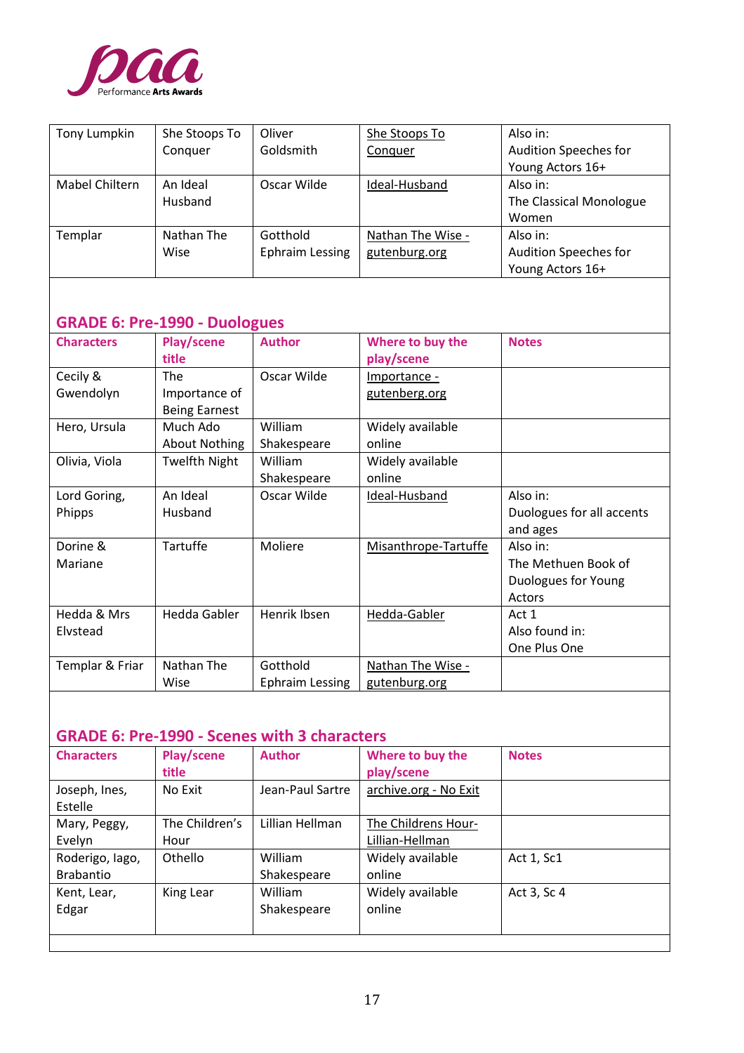| Tony Lumpkin | She Stoops To Conquer | Oliver Goldsmith | She Stoops To Conquer | Also in: Audition Speeches for Young Actors 16+ |
|---|---|---|---|---|
| Mabel Chiltern | An Ideal Husband | Oscar Wilde | Ideal-Husband | Also in: The Classical Monologue Women |
| Templar | Nathan The Wise | Gotthold Ephraim Lessing | Nathan The Wise - gutenburg.org | Also in: Audition Speeches for Young Actors 16+ |

## GRADE 6: Pre-1990 - Duologues

| Characters | Play/scene title | Author | Where to buy the play/scene | Notes |
|---|---|---|---|---|
| Cecily & Gwendolyn | The Importance of Being Earnest | Oscar Wilde | Importance - gutenberg.org | |
| Hero, Ursula | Much Ado About Nothing | William Shakespeare | Widely available online | |
| Olivia, Viola | Twelfth Night | William Shakespeare | Widely available online | |
| Lord Goring, Phipps | An Ideal Husband | Oscar Wilde | Ideal-Husband | Also in: Duologues for all accents and ages |
| Dorine & Mariane | Tartuffe | Moliere | Misanthrope-Tartuffe | Also in: The Methuen Book of Duologues for Young Actors |
| Hedda & Mrs Elvstead | Hedda Gabler | Henrik Ibsen | Hedda-Gabler | Act 1 Also found in: One Plus One |
| Templar & Friar | Nathan The Wise | Gotthold Ephraim Lessing | Nathan The Wise - gutenburg.org | |

## GRADE 6: Pre-1990 - Scenes with 3 characters

| Characters | Play/scene title | Author | Where to buy the play/scene | Notes |
|---|---|---|---|---|
| Joseph, Ines, Estelle | No Exit | Jean-Paul Sartre | archive.org - No Exit | |
| Mary, Peggy, Evelyn | The Children's Hour | Lillian Hellman | The Childrens Hour-Lillian-Hellman | |
| Roderigo, Iago, Brabantio | Othello | William Shakespeare | Widely available online | Act 1, Sc1 |
| Kent, Lear, Edgar | King Lear | William Shakespeare | Widely available online | Act 3, Sc 4 |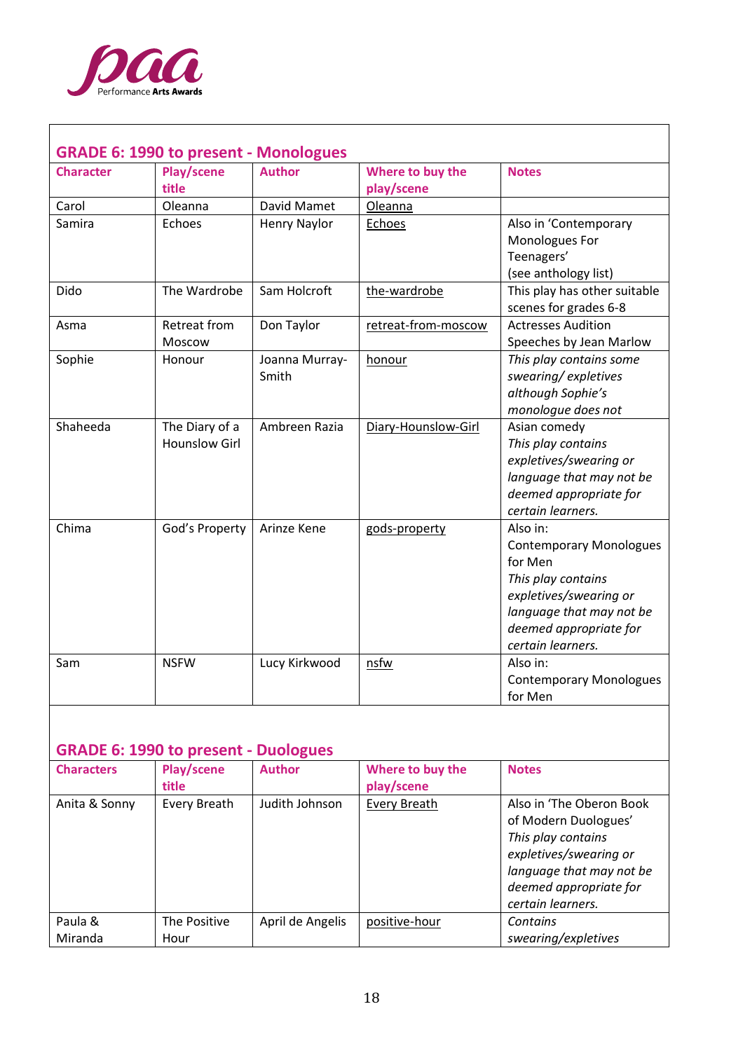## GRADE 6: 1990 to present - Monologues

| Character | Play/scene title | Author | Where to buy the play/scene | Notes |
|---|---|---|---|---|
| Carol | Oleanna | David Mamet | Oleanna | |
| Samira | Echoes | Henry Naylor | Echoes | Also in 'Contemporary Monologues For Teenagers' (see anthology list) |
| Dido | The Wardrobe | Sam Holcroft | the-wardrobe | This play has other suitable scenes for grades 6-8 |
| Asma | Retreat from Moscow | Don Taylor | retreat-from-moscow | Actresses Audition Speeches by Jean Marlow |
| Sophie | Honour | Joanna Murray-Smith | honour | *This play contains some swearing/ expletives although Sophie's monologue does not* |
| Shaheeda | The Diary of a Hounslow Girl | Ambreen Razia | Diary-Hounslow-Girl | Asian comedy *This play contains expletives/swearing or language that may not be deemed appropriate for certain learners.* |
| Chima | God's Property | Arinze Kene | gods-property | Also in: Contemporary Monologues for Men *This play contains expletives/swearing or language that may not be deemed appropriate for certain learners.* |
| Sam | NSFW | Lucy Kirkwood | nsfw | Also in: Contemporary Monologues for Men |

## GRADE 6: 1990 to present - Duologues

| Characters | Play/scene title | Author | Where to buy the play/scene | Notes |
|---|---|---|---|---|
| Anita & Sonny | Every Breath | Judith Johnson | Every Breath | Also in 'The Oberon Book of Modern Duologues' *This play contains expletives/swearing or language that may not be deemed appropriate for certain learners.* |
| Paula & Miranda | The Positive Hour | April de Angelis | positive-hour | *Contains swearing/expletives* |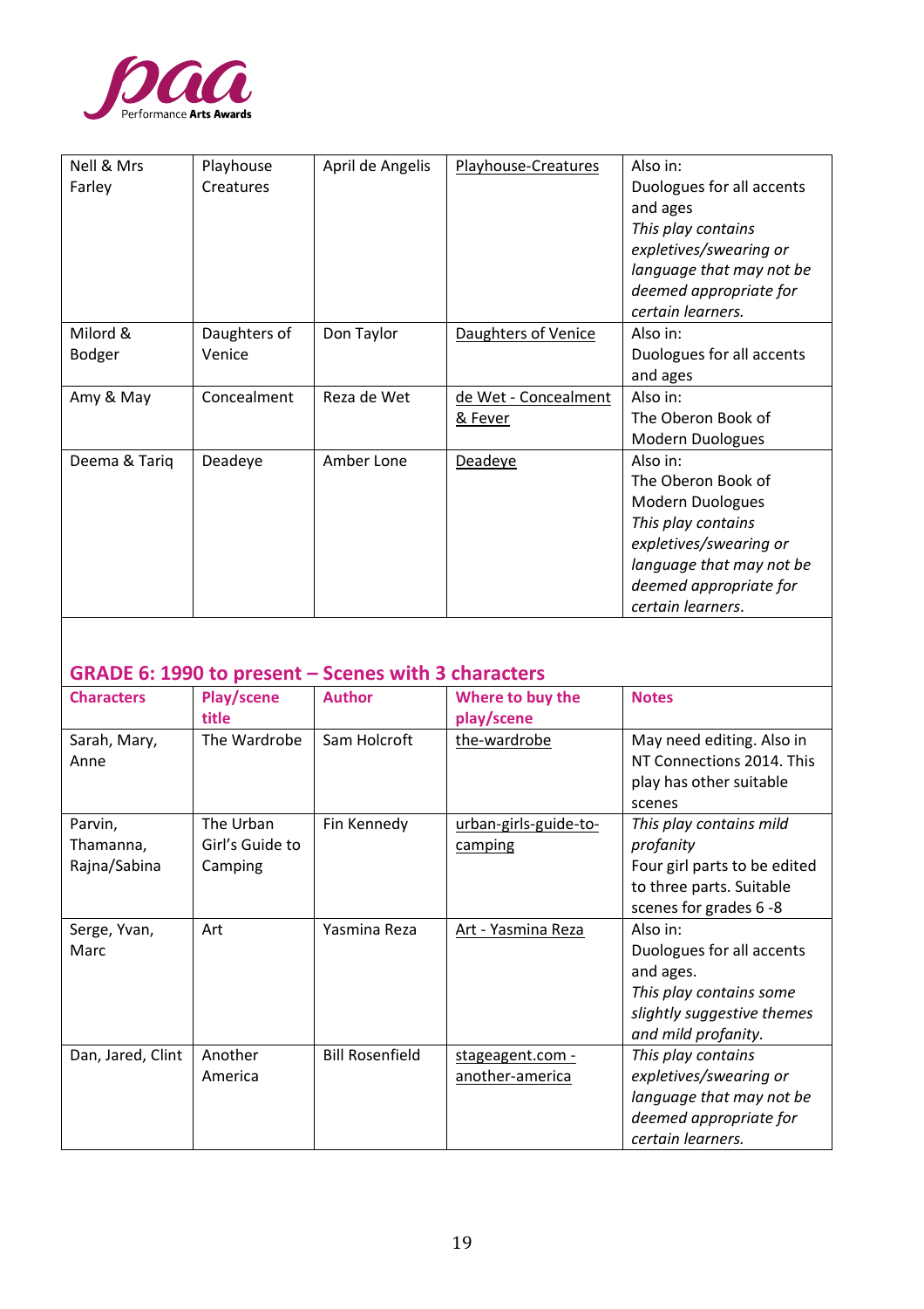| | | | | |
|---|---|---|---|---|
| Nell & Mrs Farley | Playhouse Creatures | April de Angelis | Playhouse-Creatures | Also in:<br>Duologues for all accents and ages<br>*This play contains expletives/swearing or language that may not be deemed appropriate for certain learners.* |
| Milord & Bodger | Daughters of Venice | Don Taylor | Daughters of Venice | Also in:<br>Duologues for all accents and ages |
| Amy & May | Concealment | Reza de Wet | de Wet - Concealment & Fever | Also in:<br>The Oberon Book of Modern Duologues |
| Deema & Tariq | Deadeye | Amber Lone | Deadeye | Also in:<br>The Oberon Book of Modern Duologues<br>*This play contains expletives/swearing or language that may not be deemed appropriate for certain learners.* |

## GRADE 6: 1990 to present – Scenes with 3 characters

| Characters | Play/scene title | Author | Where to buy the play/scene | Notes |
|---|---|---|---|---|
| Sarah, Mary, Anne | The Wardrobe | Sam Holcroft | the-wardrobe | May need editing. Also in NT Connections 2014. This play has other suitable scenes |
| Parvin, Thamanna, Rajna/Sabina | The Urban Girl's Guide to Camping | Fin Kennedy | urban-girls-guide-to-camping | *This play contains mild profanity*<br>Four girl parts to be edited to three parts. Suitable scenes for grades 6 -8 |
| Serge, Yvan, Marc | Art | Yasmina Reza | Art - Yasmina Reza | Also in:<br>Duologues for all accents and ages.<br>*This play contains some slightly suggestive themes and mild profanity.* |
| Dan, Jared, Clint | Another America | Bill Rosenfield | stageagent.com - another-america | *This play contains expletives/swearing or language that may not be deemed appropriate for certain learners.* |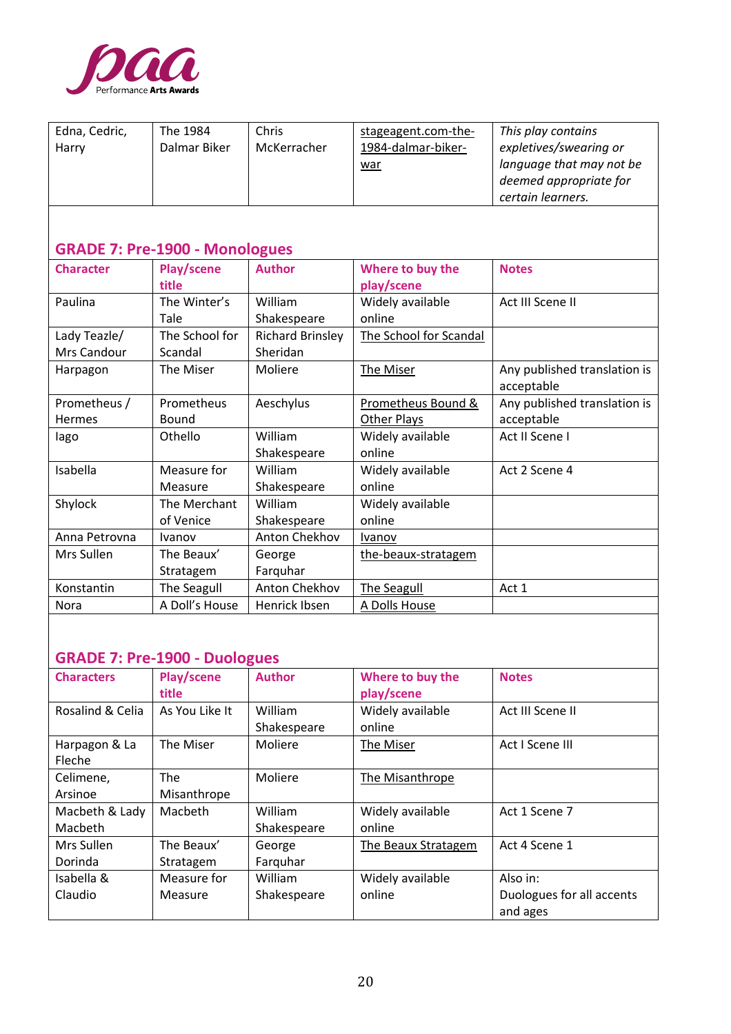| Edna, Cedric, Harry | The 1984 Dalmar Biker | Chris McKerracher | stageagent.com-the-1984-dalmar-biker-war | *This play contains expletives/swearing or language that may not be deemed appropriate for certain learners.* |
|---|---|---|---|---|

## GRADE 7: Pre-1900 - Monologues

| Character | Play/scene title | Author | Where to buy the play/scene | Notes |
|---|---|---|---|---|
| Paulina | The Winter's Tale | William Shakespeare | Widely available online | Act III Scene II |
| Lady Teazle/ Mrs Candour | The School for Scandal | Richard Brinsley Sheridan | The School for Scandal | |
| Harpagon | The Miser | Moliere | The Miser | Any published translation is acceptable |
| Prometheus / Hermes | Prometheus Bound | Aeschylus | Prometheus Bound & Other Plays | Any published translation is acceptable |
| Iago | Othello | William Shakespeare | Widely available online | Act II Scene I |
| Isabella | Measure for Measure | William Shakespeare | Widely available online | Act 2 Scene 4 |
| Shylock | The Merchant of Venice | William Shakespeare | Widely available online | |
| Anna Petrovna | Ivanov | Anton Chekhov | Ivanov | |
| Mrs Sullen | The Beaux' Stratagem | George Farquhar | the-beaux-stratagem | |
| Konstantin | The Seagull | Anton Chekhov | The Seagull | Act 1 |
| Nora | A Doll's House | Henrick Ibsen | A Dolls House | |

## GRADE 7: Pre-1900 - Duologues

| Characters | Play/scene title | Author | Where to buy the play/scene | Notes |
|---|---|---|---|---|
| Rosalind & Celia | As You Like It | William Shakespeare | Widely available online | Act III Scene II |
| Harpagon & La Fleche | The Miser | Moliere | The Miser | Act I Scene III |
| Celimene, Arsinoe | The Misanthrope | Moliere | The Misanthrope | |
| Macbeth & Lady Macbeth | Macbeth | William Shakespeare | Widely available online | Act 1 Scene 7 |
| Mrs Sullen Dorinda | The Beaux' Stratagem | George Farquhar | The Beaux Stratagem | Act 4 Scene 1 |
| Isabella & Claudio | Measure for Measure | William Shakespeare | Widely available online | Also in: Duologues for all accents and ages |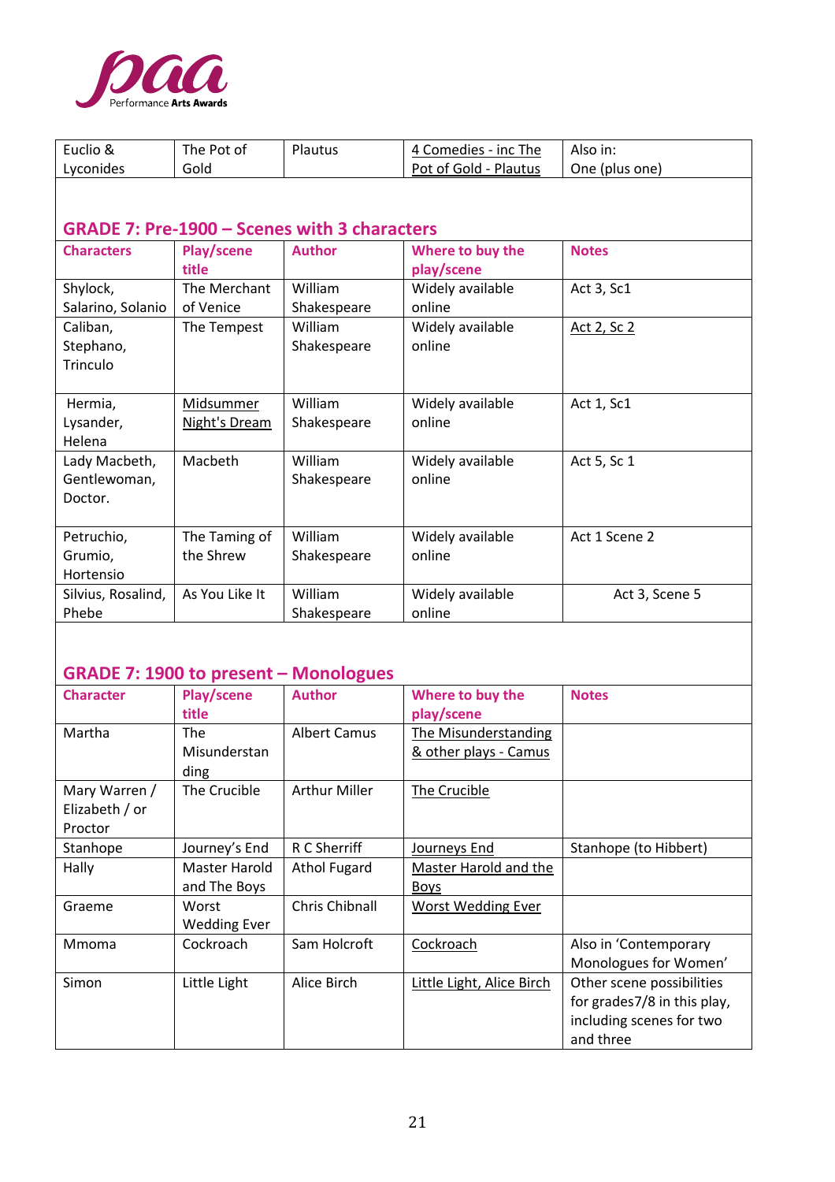| Euclio & Lyconides | The Pot of Gold | Plautus | 4 Comedies - inc The Pot of Gold - Plautus | Also in: One (plus one) |
|---|---|---|---|---|

## GRADE 7: Pre-1900 – Scenes with 3 characters

| Characters | Play/scene title | Author | Where to buy the play/scene | Notes |
|---|---|---|---|---|
| Shylock, Salarino, Solanio | The Merchant of Venice | William Shakespeare | Widely available online | Act 3, Sc1 |
| Caliban, Stephano, Trinculo | The Tempest | William Shakespeare | Widely available online | Act 2, Sc 2 |
| Hermia, Lysander, Helena | Midsummer Night's Dream | William Shakespeare | Widely available online | Act 1, Sc1 |
| Lady Macbeth, Gentlewoman, Doctor. | Macbeth | William Shakespeare | Widely available online | Act 5, Sc 1 |
| Petruchio, Grumio, Hortensio | The Taming of the Shrew | William Shakespeare | Widely available online | Act 1 Scene 2 |
| Silvius, Rosalind, Phebe | As You Like It | William Shakespeare | Widely available online | Act 3, Scene 5 |

## GRADE 7: 1900 to present – Monologues

| Character | Play/scene title | Author | Where to buy the play/scene | Notes |
|---|---|---|---|---|
| Martha | The Misunderstanding | Albert Camus | The Misunderstanding & other plays - Camus | |
| Mary Warren / Elizabeth / or Proctor | The Crucible | Arthur Miller | The Crucible | |
| Stanhope | Journey's End | R C Sherriff | Journeys End | Stanhope (to Hibbert) |
| Hally | Master Harold and The Boys | Athol Fugard | Master Harold and the Boys | |
| Graeme | Worst Wedding Ever | Chris Chibnall | Worst Wedding Ever | |
| Mmoma | Cockroach | Sam Holcroft | Cockroach | Also in 'Contemporary Monologues for Women' |
| Simon | Little Light | Alice Birch | Little Light, Alice Birch | Other scene possibilities for grades7/8 in this play, including scenes for two and three |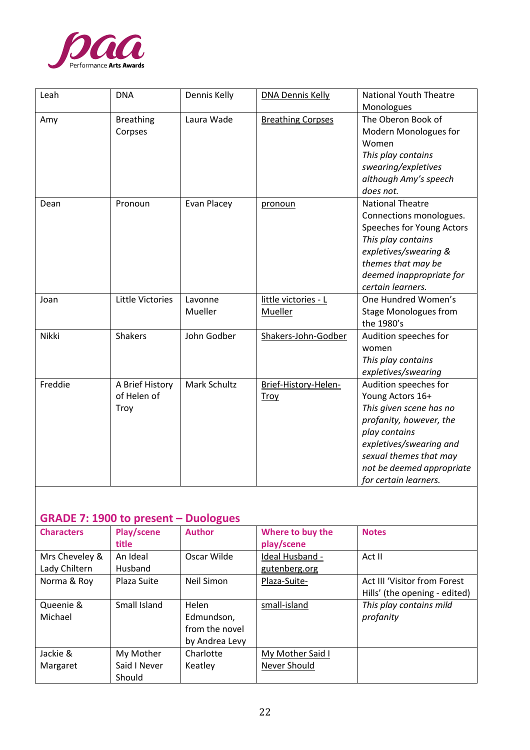| | | | | |
|---|---|---|---|---|
| Leah | DNA | Dennis Kelly | DNA Dennis Kelly | National Youth Theatre Monologues |
| Amy | Breathing Corpses | Laura Wade | Breathing Corpses | The Oberon Book of Modern Monologues for Women *This play contains swearing/expletives although Amy's speech does not.* |
| Dean | Pronoun | Evan Placey | pronoun | National Theatre Connections monologues. Speeches for Young Actors *This play contains expletives/swearing & themes that may be deemed inappropriate for certain learners.* |
| Joan | Little Victories | Lavonne Mueller | little victories - L Mueller | One Hundred Women's Stage Monologues from the 1980's |
| Nikki | Shakers | John Godber | Shakers-John-Godber | Audition speeches for women *This play contains expletives/swearing* |
| Freddie | A Brief History of Helen of Troy | Mark Schultz | Brief-History-Helen-Troy | Audition speeches for Young Actors 16+ *This given scene has no profanity, however, the play contains expletives/swearing and sexual themes that may not be deemed appropriate for certain learners.* |

## GRADE 7: 1900 to present – Duologues

| Characters | Play/scene title | Author | Where to buy the play/scene | Notes |
|---|---|---|---|---|
| Mrs Cheveley & Lady Chiltern | An Ideal Husband | Oscar Wilde | Ideal Husband - gutenberg.org | Act II |
| Norma & Roy | Plaza Suite | Neil Simon | Plaza-Suite- | Act III 'Visitor from Forest Hills' (the opening - edited) |
| Queenie & Michael | Small Island | Helen Edmundson, from the novel by Andrea Levy | small-island | *This play contains mild profanity* |
| Jackie & Margaret | My Mother Said I Never Should | Charlotte Keatley | My Mother Said I Never Should | |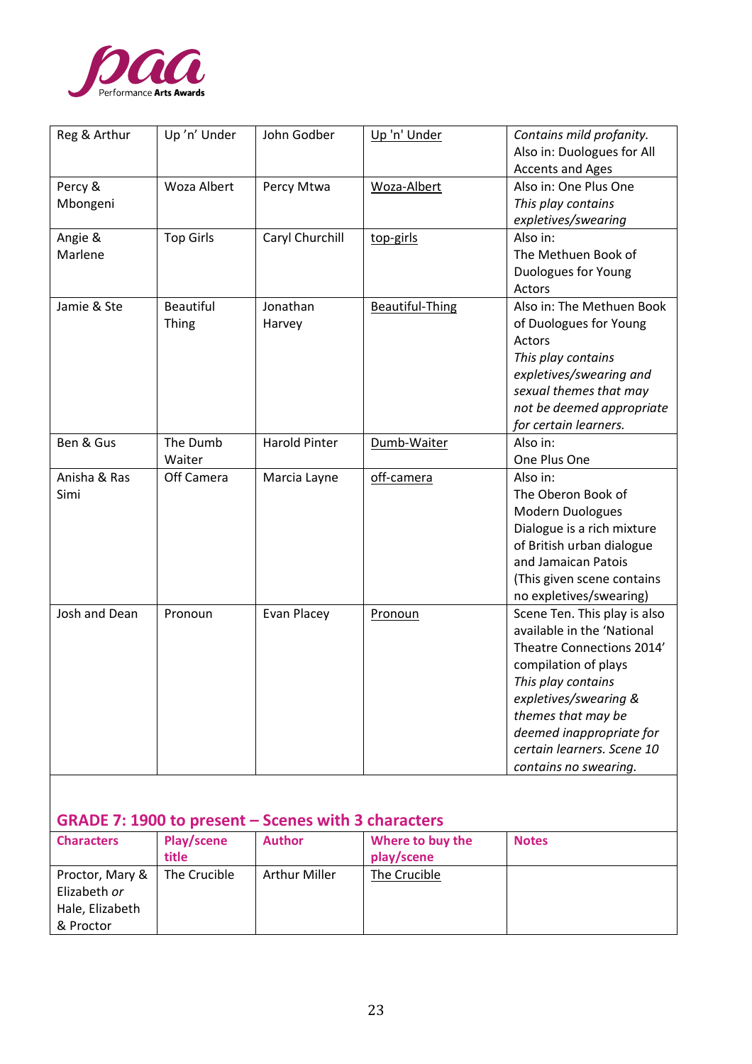| Reg & Arthur | Up 'n' Under | John Godber | Up 'n' Under | *Contains mild profanity.* Also in: Duologues for All Accents and Ages |
|---|---|---|---|---|
| Percy & Mbongeni | Woza Albert | Percy Mtwa | Woza-Albert | Also in: One Plus One *This play contains expletives/swearing* |
| Angie & Marlene | Top Girls | Caryl Churchill | top-girls | Also in: The Methuen Book of Duologues for Young Actors |
| Jamie & Ste | Beautiful Thing | Jonathan Harvey | Beautiful-Thing | Also in: The Methuen Book of Duologues for Young Actors *This play contains expletives/swearing and sexual themes that may not be deemed appropriate for certain learners.* |
| Ben & Gus | The Dumb Waiter | Harold Pinter | Dumb-Waiter | Also in: One Plus One |
| Anisha & Ras Simi | Off Camera | Marcia Layne | off-camera | Also in: The Oberon Book of Modern Duologues Dialogue is a rich mixture of British urban dialogue and Jamaican Patois (This given scene contains no expletives/swearing) |
| Josh and Dean | Pronoun | Evan Placey | Pronoun | Scene Ten. This play is also available in the 'National Theatre Connections 2014' compilation of plays *This play contains expletives/swearing & themes that may be deemed inappropriate for certain learners. Scene 10 contains no swearing.* |

## GRADE 7: 1900 to present – Scenes with 3 characters

| Characters | Play/scene title | Author | Where to buy the play/scene | Notes |
|---|---|---|---|---|
| Proctor, Mary & Elizabeth *or* Hale, Elizabeth & Proctor | The Crucible | Arthur Miller | The Crucible | |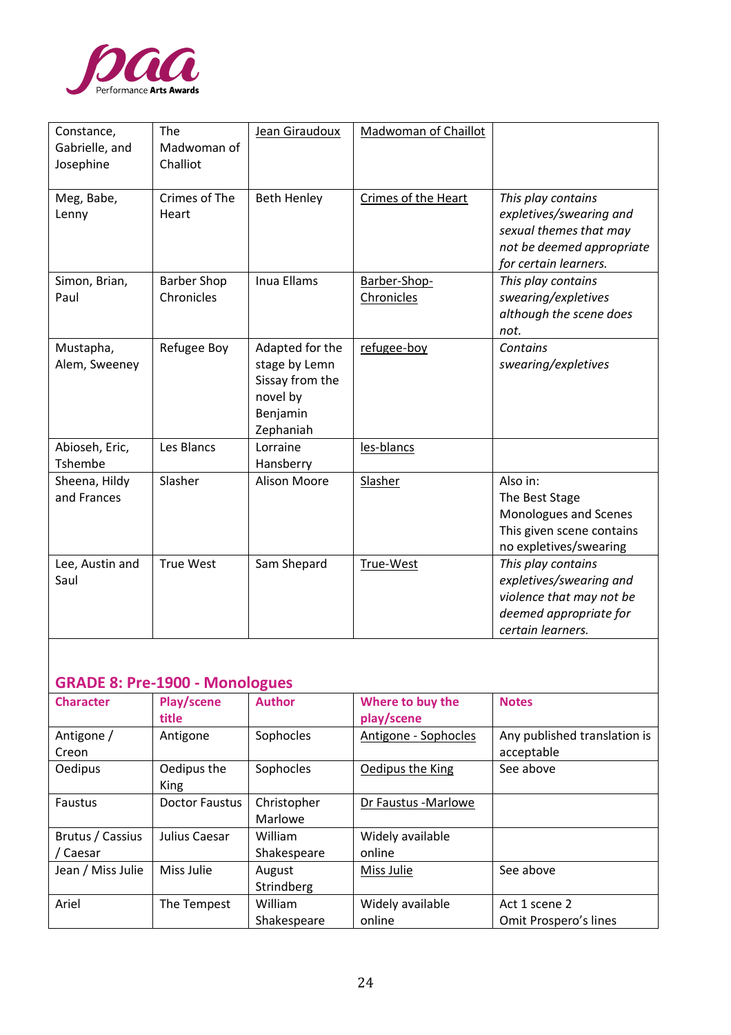| | | | | |
|---|---|---|---|---|
| Constance, Gabrielle, and Josephine | The Madwoman of Challiot | Jean Giraudoux | Madwoman of Chaillot | |
| Meg, Babe, Lenny | Crimes of The Heart | Beth Henley | Crimes of the Heart | *This play contains expletives/swearing and sexual themes that may not be deemed appropriate for certain learners.* |
| Simon, Brian, Paul | Barber Shop Chronicles | Inua Ellams | Barber-Shop-Chronicles | *This play contains swearing/expletives although the scene does not.* |
| Mustapha, Alem, Sweeney | Refugee Boy | Adapted for the stage by Lemn Sissay from the novel by Benjamin Zephaniah | refugee-boy | *Contains swearing/expletives* |
| Abioseh, Eric, Tshembe | Les Blancs | Lorraine Hansberry | les-blancs | |
| Sheena, Hildy and Frances | Slasher | Alison Moore | Slasher | Also in: The Best Stage Monologues and Scenes This given scene contains no expletives/swearing |
| Lee, Austin and Saul | True West | Sam Shepard | True-West | *This play contains expletives/swearing and violence that may not be deemed appropriate for certain learners.* |

## GRADE 8: Pre-1900 - Monologues

| Character | Play/scene title | Author | Where to buy the play/scene | Notes |
|---|---|---|---|---|
| Antigone / Creon | Antigone | Sophocles | Antigone - Sophocles | Any published translation is acceptable |
| Oedipus | Oedipus the King | Sophocles | Oedipus the King | See above |
| Faustus | Doctor Faustus | Christopher Marlowe | Dr Faustus -Marlowe | |
| Brutus / Cassius / Caesar | Julius Caesar | William Shakespeare | Widely available online | |
| Jean / Miss Julie | Miss Julie | August Strindberg | Miss Julie | See above |
| Ariel | The Tempest | William Shakespeare | Widely available online | Act 1 scene 2 Omit Prospero's lines |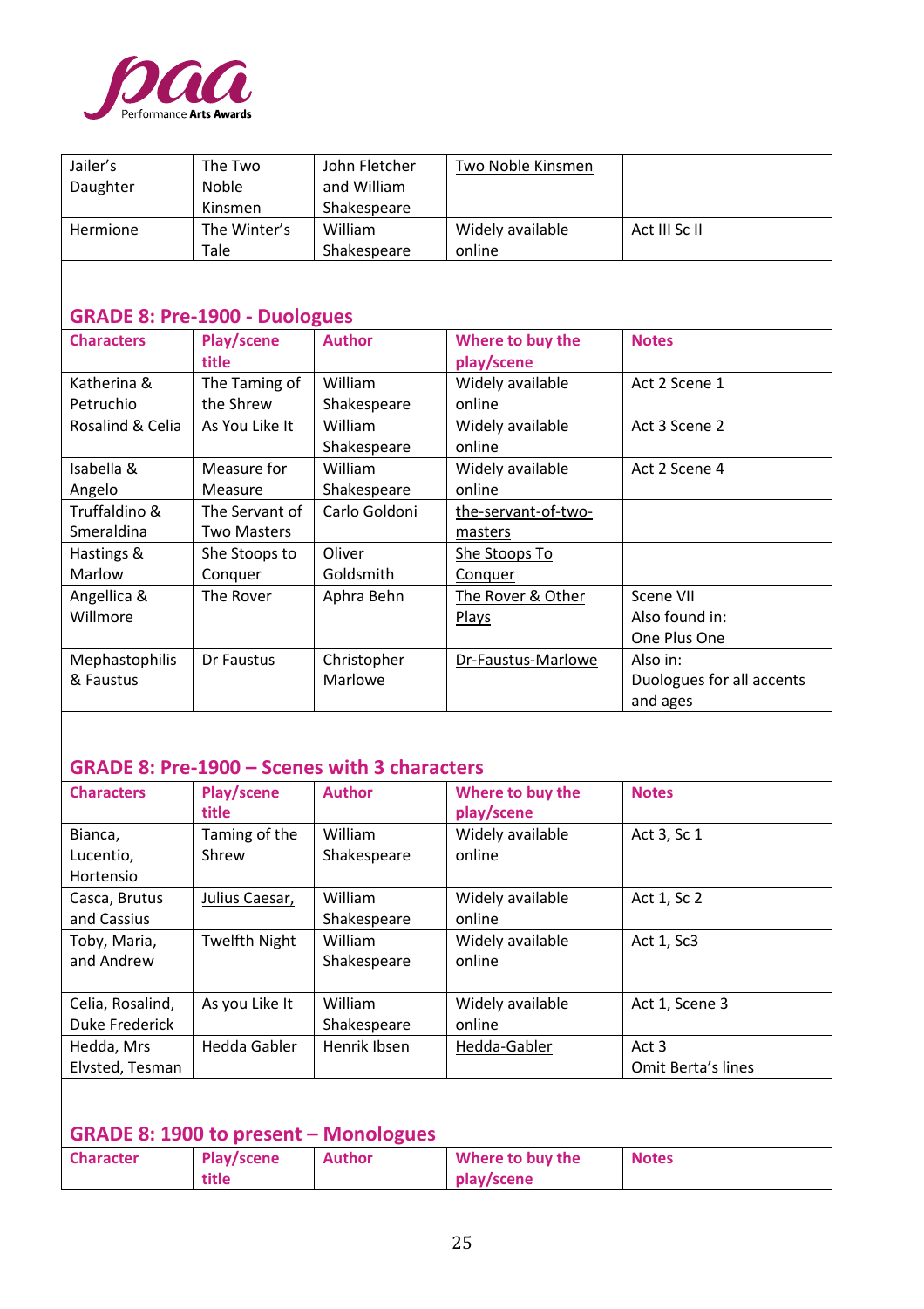| Jailer's Daughter | The Two Noble Kinsmen | John Fletcher and William Shakespeare | Two Noble Kinsmen | |
|---|---|---|---|---|
| Hermione | The Winter's Tale | William Shakespeare | Widely available online | Act III Sc II |

## GRADE 8: Pre-1900 - Duologues

| Characters | Play/scene title | Author | Where to buy the play/scene | Notes |
|---|---|---|---|---|
| Katherina & Petruchio | The Taming of the Shrew | William Shakespeare | Widely available online | Act 2 Scene 1 |
| Rosalind & Celia | As You Like It | William Shakespeare | Widely available online | Act 3 Scene 2 |
| Isabella & Angelo | Measure for Measure | William Shakespeare | Widely available online | Act 2 Scene 4 |
| Truffaldino & Smeraldina | The Servant of Two Masters | Carlo Goldoni | the-servant-of-two-masters | |
| Hastings & Marlow | She Stoops to Conquer | Oliver Goldsmith | She Stoops To Conquer | |
| Angellica & Willmore | The Rover | Aphra Behn | The Rover & Other Plays | Scene VII Also found in: One Plus One |
| Mephastophilis & Faustus | Dr Faustus | Christopher Marlowe | Dr-Faustus-Marlowe | Also in: Duologues for all accents and ages |

## GRADE 8: Pre-1900 – Scenes with 3 characters

| Characters | Play/scene title | Author | Where to buy the play/scene | Notes |
|---|---|---|---|---|
| Bianca, Lucentio, Hortensio | Taming of the Shrew | William Shakespeare | Widely available online | Act 3, Sc 1 |
| Casca, Brutus and Cassius | Julius Caesar, | William Shakespeare | Widely available online | Act 1, Sc 2 |
| Toby, Maria, and Andrew | Twelfth Night | William Shakespeare | Widely available online | Act 1, Sc3 |
| Celia, Rosalind, Duke Frederick | As you Like It | William Shakespeare | Widely available online | Act 1, Scene 3 |
| Hedda, Mrs Elvsted, Tesman | Hedda Gabler | Henrik Ibsen | Hedda-Gabler | Act 3 Omit Berta's lines |

## GRADE 8: 1900 to present – Monologues

| Character | Play/scene title | Author | Where to buy the play/scene | Notes |
|---|---|---|---|---|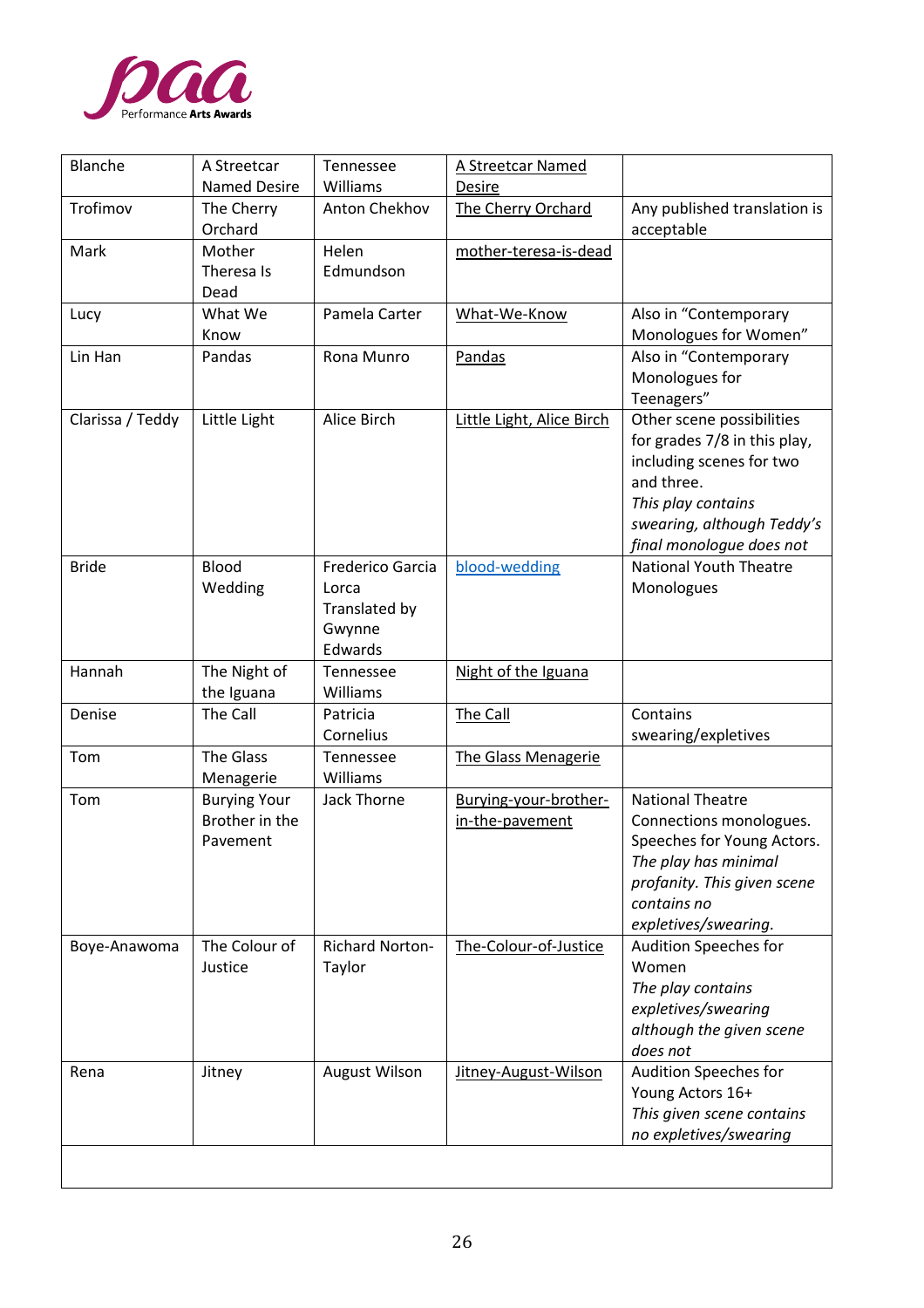| Blanche | A Streetcar Named Desire | Tennessee Williams | A Streetcar Named Desire | |
|---|---|---|---|---|
| Trofimov | The Cherry Orchard | Anton Chekhov | The Cherry Orchard | Any published translation is acceptable |
| Mark | Mother Theresa Is Dead | Helen Edmundson | mother-teresa-is-dead | |
| Lucy | What We Know | Pamela Carter | What-We-Know | Also in "Contemporary Monologues for Women" |
| Lin Han | Pandas | Rona Munro | Pandas | Also in "Contemporary Monologues for Teenagers" |
| Clarissa / Teddy | Little Light | Alice Birch | Little Light, Alice Birch | Other scene possibilities for grades 7/8 in this play, including scenes for two and three. *This play contains swearing, although Teddy's final monologue does not* |
| Bride | Blood Wedding | Frederico Garcia Lorca Translated by Gwynne Edwards | blood-wedding | National Youth Theatre Monologues |
| Hannah | The Night of the Iguana | Tennessee Williams | Night of the Iguana | |
| Denise | The Call | Patricia Cornelius | The Call | Contains swearing/expletives |
| Tom | The Glass Menagerie | Tennessee Williams | The Glass Menagerie | |
| Tom | Burying Your Brother in the Pavement | Jack Thorne | Burying-your-brother-in-the-pavement | National Theatre Connections monologues. Speeches for Young Actors. *The play has minimal profanity. This given scene contains no expletives/swearing.* |
| Boye-Anawoma | The Colour of Justice | Richard Norton-Taylor | The-Colour-of-Justice | Audition Speeches for Women *The play contains expletives/swearing although the given scene does not* |
| Rena | Jitney | August Wilson | Jitney-August-Wilson | Audition Speeches for Young Actors 16+ *This given scene contains no expletives/swearing* |
| | | | | |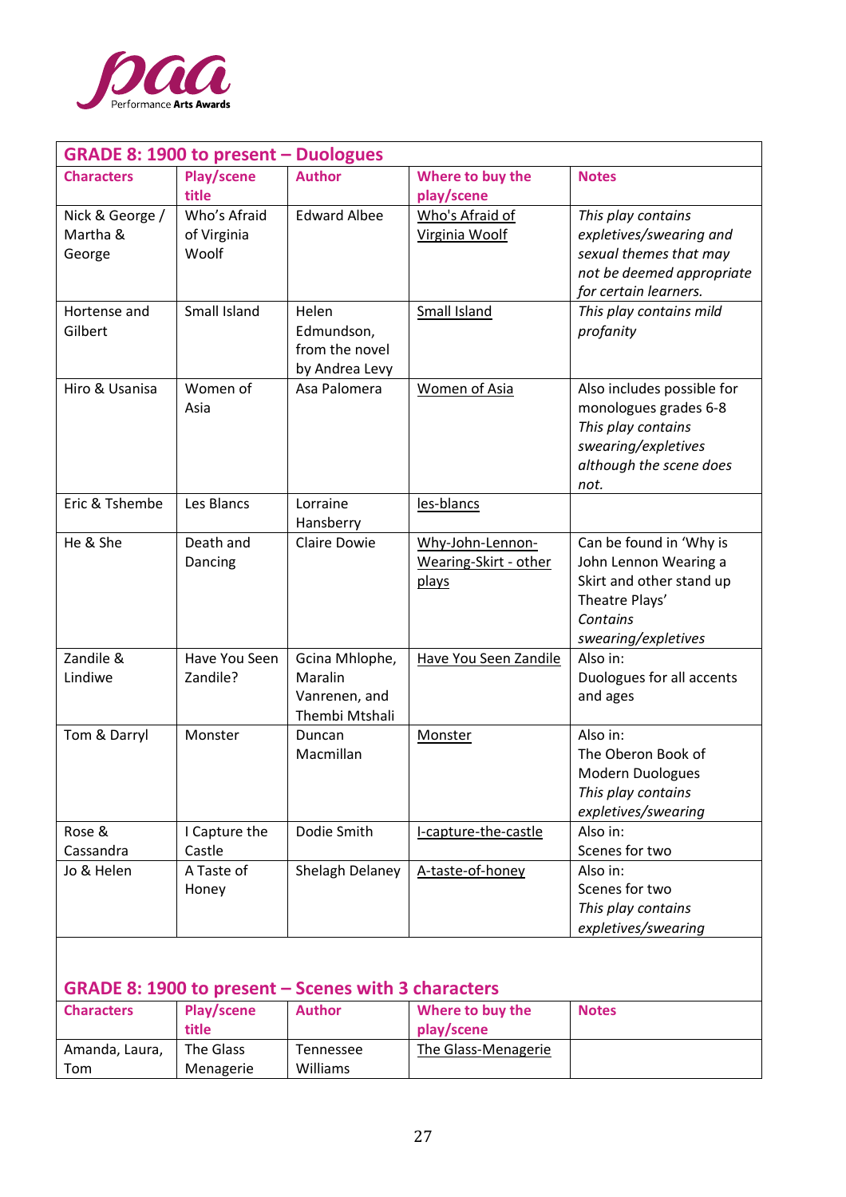## GRADE 8: 1900 to present – Duologues

| Characters | Play/scene title | Author | Where to buy the play/scene | Notes |
|---|---|---|---|---|
| Nick & George / Martha & George | Who's Afraid of Virginia Woolf | Edward Albee | Who's Afraid of Virginia Woolf | *This play contains expletives/swearing and sexual themes that may not be deemed appropriate for certain learners.* |
| Hortense and Gilbert | Small Island | Helen Edmundson, from the novel by Andrea Levy | Small Island | *This play contains mild profanity* |
| Hiro & Usanisa | Women of Asia | Asa Palomera | Women of Asia | Also includes possible for monologues grades 6-8 *This play contains swearing/expletives although the scene does not.* |
| Eric & Tshembe | Les Blancs | Lorraine Hansberry | les-blancs | |
| He & She | Death and Dancing | Claire Dowie | Why-John-Lennon-Wearing-Skirt - other plays | Can be found in 'Why is John Lennon Wearing a Skirt and other stand up Theatre Plays' *Contains swearing/expletives* |
| Zandile & Lindiwe | Have You Seen Zandile? | Gcina Mhlophe, Maralin Vanrenen, and Thembi Mtshali | Have You Seen Zandile | Also in: Duologues for all accents and ages |
| Tom & Darryl | Monster | Duncan Macmillan | Monster | Also in: The Oberon Book of Modern Duologues *This play contains expletives/swearing* |
| Rose & Cassandra | I Capture the Castle | Dodie Smith | I-capture-the-castle | Also in: Scenes for two |
| Jo & Helen | A Taste of Honey | Shelagh Delaney | A-taste-of-honey | Also in: Scenes for two *This play contains expletives/swearing* |

## GRADE 8: 1900 to present – Scenes with 3 characters

| Characters | Play/scene title | Author | Where to buy the play/scene | Notes |
|---|---|---|---|---|
| Amanda, Laura, Tom | The Glass Menagerie | Tennessee Williams | The Glass-Menagerie | |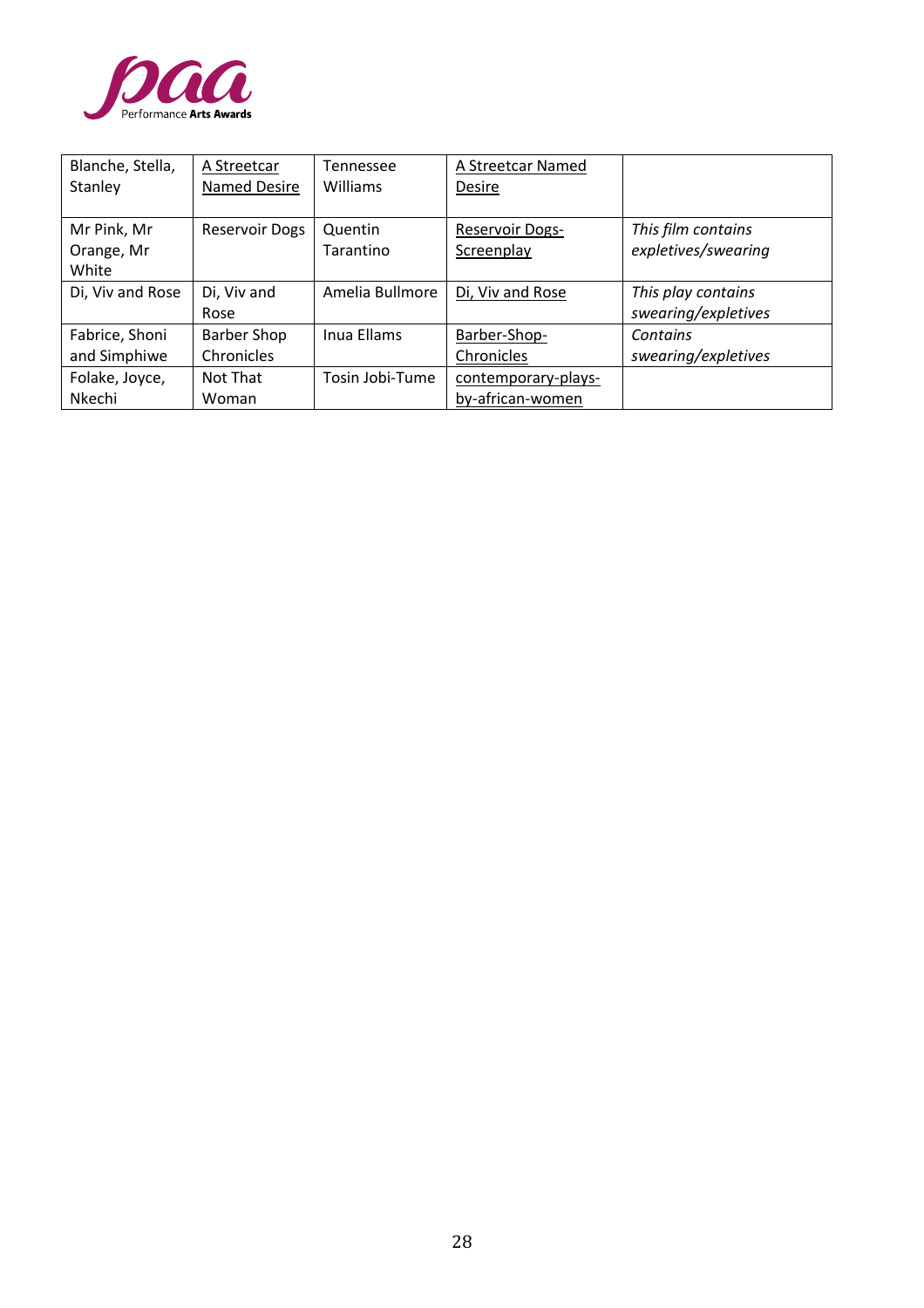| | | | | |
|---|---|---|---|---|
| Blanche, Stella, Stanley | A Streetcar Named Desire | Tennessee Williams | A Streetcar Named Desire | |
| Mr Pink, Mr Orange, Mr White | Reservoir Dogs | Quentin Tarantino | Reservoir Dogs-Screenplay | *This film contains expletives/swearing* |
| Di, Viv and Rose | Di, Viv and Rose | Amelia Bullmore | Di, Viv and Rose | *This play contains swearing/expletives* |
| Fabrice, Shoni and Simphiwe | Barber Shop Chronicles | Inua Ellams | Barber-Shop-Chronicles | *Contains swearing/expletives* |
| Folake, Joyce, Nkechi | Not That Woman | Tosin Jobi-Tume | contemporary-plays-by-african-women | |